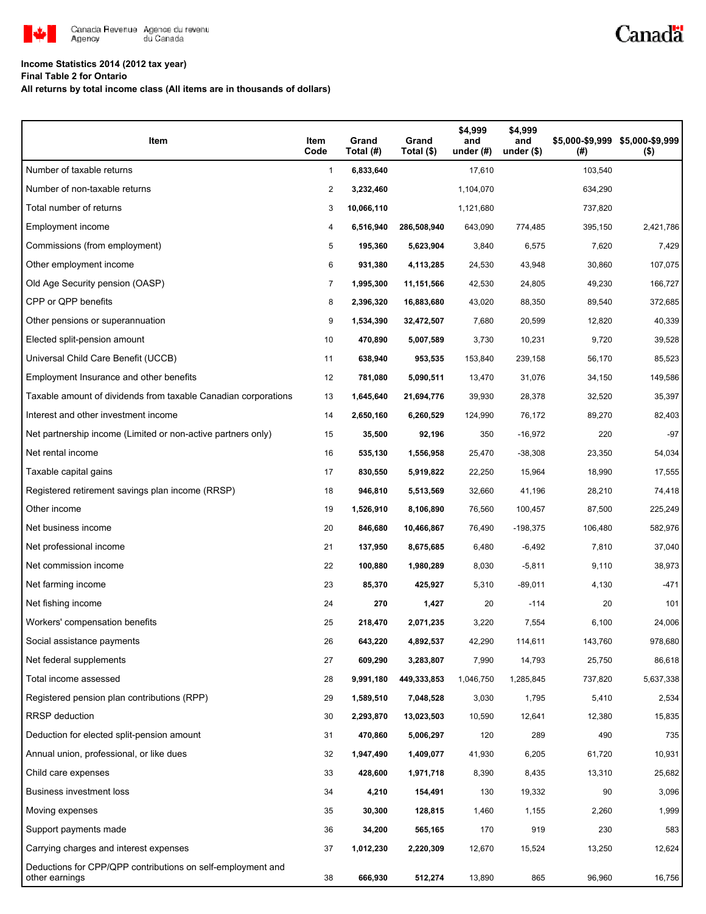Canada Revenue Agency / Agence du revenu du Canada

**Income Statistics 2014 (2012 tax year)**
**Final Table 2 for Ontario**
**All returns by total income class (All items are in thousands of dollars)**

| Item | Item Code | Grand Total (#) | Grand Total ($) | $4,999 and under (#) | $4,999 and under ($) | $5,000-$9,999 (#) | $5,000-$9,999 ($) |
|---|---|---|---|---|---|---|---|
| Number of taxable returns | 1 | **6,833,640** | | 17,610 | | 103,540 | |
| Number of non-taxable returns | 2 | **3,232,460** | | 1,104,070 | | 634,290 | |
| Total number of returns | 3 | **10,066,110** | | 1,121,680 | | 737,820 | |
| Employment income | 4 | **6,516,940** | **286,508,940** | 643,090 | 774,485 | 395,150 | 2,421,786 |
| Commissions (from employment) | 5 | **195,360** | **5,623,904** | 3,840 | 6,575 | 7,620 | 7,429 |
| Other employment income | 6 | **931,380** | **4,113,285** | 24,530 | 43,948 | 30,860 | 107,075 |
| Old Age Security pension (OASP) | 7 | **1,995,300** | **11,151,566** | 42,530 | 24,805 | 49,230 | 166,727 |
| CPP or QPP benefits | 8 | **2,396,320** | **16,883,680** | 43,020 | 88,350 | 89,540 | 372,685 |
| Other pensions or superannuation | 9 | **1,534,390** | **32,472,507** | 7,680 | 20,599 | 12,820 | 40,339 |
| Elected split-pension amount | 10 | **470,890** | **5,007,589** | 3,730 | 10,231 | 9,720 | 39,528 |
| Universal Child Care Benefit (UCCB) | 11 | **638,940** | **953,535** | 153,840 | 239,158 | 56,170 | 85,523 |
| Employment Insurance and other benefits | 12 | **781,080** | **5,090,511** | 13,470 | 31,076 | 34,150 | 149,586 |
| Taxable amount of dividends from taxable Canadian corporations | 13 | **1,645,640** | **21,694,776** | 39,930 | 28,378 | 32,520 | 35,397 |
| Interest and other investment income | 14 | **2,650,160** | **6,260,529** | 124,990 | 76,172 | 89,270 | 82,403 |
| Net partnership income (Limited or non-active partners only) | 15 | **35,500** | **92,196** | 350 | -16,972 | 220 | -97 |
| Net rental income | 16 | **535,130** | **1,556,958** | 25,470 | -38,308 | 23,350 | 54,034 |
| Taxable capital gains | 17 | **830,550** | **5,919,822** | 22,250 | 15,964 | 18,990 | 17,555 |
| Registered retirement savings plan income (RRSP) | 18 | **946,810** | **5,513,569** | 32,660 | 41,196 | 28,210 | 74,418 |
| Other income | 19 | **1,526,910** | **8,106,890** | 76,560 | 100,457 | 87,500 | 225,249 |
| Net business income | 20 | **846,680** | **10,466,867** | 76,490 | -198,375 | 106,480 | 582,976 |
| Net professional income | 21 | **137,950** | **8,675,685** | 6,480 | -6,492 | 7,810 | 37,040 |
| Net commission income | 22 | **100,880** | **1,980,289** | 8,030 | -5,811 | 9,110 | 38,973 |
| Net farming income | 23 | **85,370** | **425,927** | 5,310 | -89,011 | 4,130 | -471 |
| Net fishing income | 24 | **270** | **1,427** | 20 | -114 | 20 | 101 |
| Workers' compensation benefits | 25 | **218,470** | **2,071,235** | 3,220 | 7,554 | 6,100 | 24,006 |
| Social assistance payments | 26 | **643,220** | **4,892,537** | 42,290 | 114,611 | 143,760 | 978,680 |
| Net federal supplements | 27 | **609,290** | **3,283,807** | 7,990 | 14,793 | 25,750 | 86,618 |
| Total income assessed | 28 | **9,991,180** | **449,333,853** | 1,046,750 | 1,285,845 | 737,820 | 5,637,338 |
| Registered pension plan contributions (RPP) | 29 | **1,589,510** | **7,048,528** | 3,030 | 1,795 | 5,410 | 2,534 |
| RRSP deduction | 30 | **2,293,870** | **13,023,503** | 10,590 | 12,641 | 12,380 | 15,835 |
| Deduction for elected split-pension amount | 31 | **470,860** | **5,006,297** | 120 | 289 | 490 | 735 |
| Annual union, professional, or like dues | 32 | **1,947,490** | **1,409,077** | 41,930 | 6,205 | 61,720 | 10,931 |
| Child care expenses | 33 | **428,600** | **1,971,718** | 8,390 | 8,435 | 13,310 | 25,682 |
| Business investment loss | 34 | **4,210** | **154,491** | 130 | 19,332 | 90 | 3,096 |
| Moving expenses | 35 | **30,300** | **128,815** | 1,460 | 1,155 | 2,260 | 1,999 |
| Support payments made | 36 | **34,200** | **565,165** | 170 | 919 | 230 | 583 |
| Carrying charges and interest expenses | 37 | **1,012,230** | **2,220,309** | 12,670 | 15,524 | 13,250 | 12,624 |
| Deductions for CPP/QPP contributions on self-employment and other earnings | 38 | **666,930** | **512,274** | 13,890 | 865 | 96,960 | 16,756 |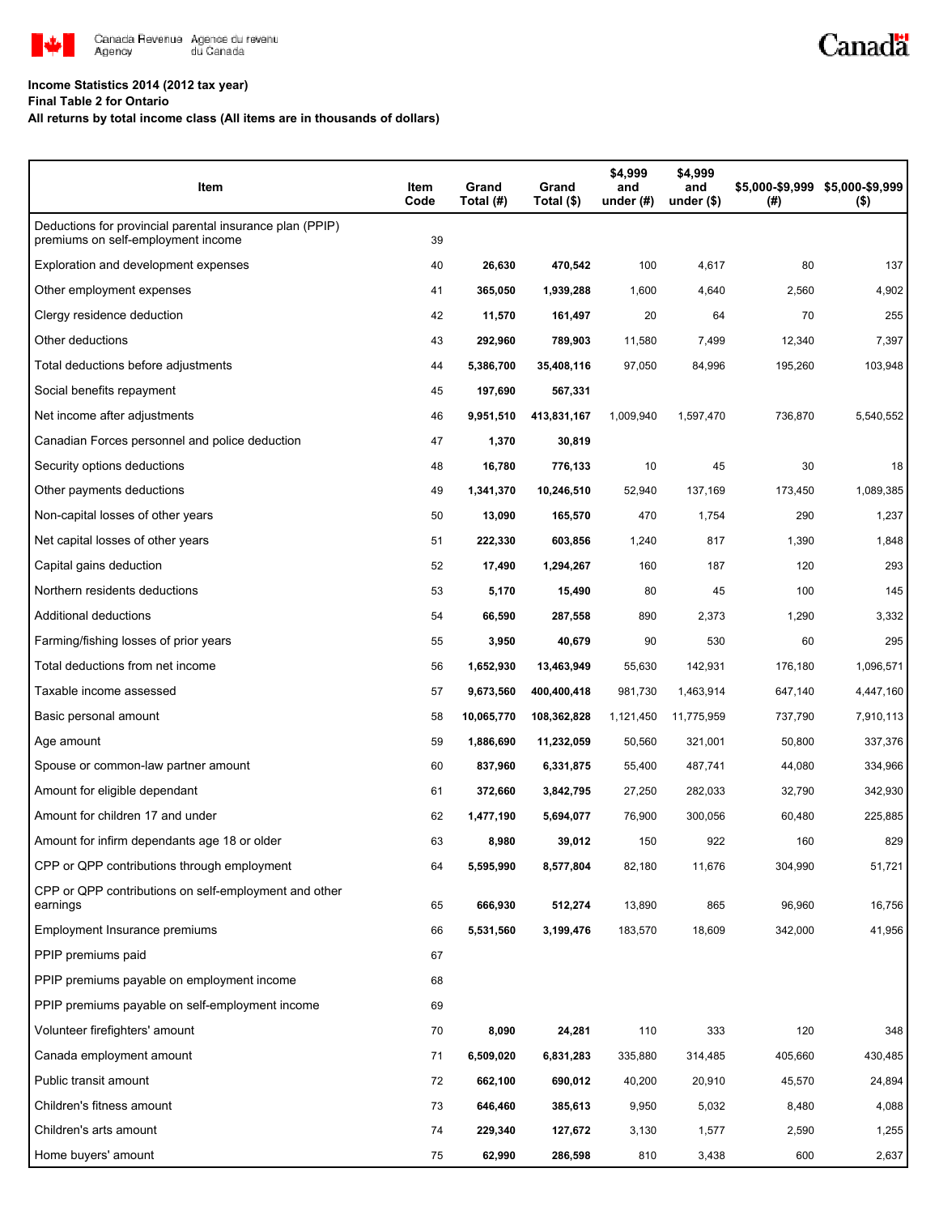**Income Statistics 2014 (2012 tax year)**
**Final Table 2 for Ontario**
**All returns by total income class (All items are in thousands of dollars)**

| Item | Item Code | Grand Total (#) | Grand Total ($) | $4,999 and under (#) | $4,999 and under ($) | $5,000-$9,999 (#) | $5,000-$9,999 ($) |
|---|---|---|---|---|---|---|---|
| Deductions for provincial parental insurance plan (PPIP) premiums on self-employment income | 39 | | | | | | |
| Exploration and development expenses | 40 | **26,630** | **470,542** | 100 | 4,617 | 80 | 137 |
| Other employment expenses | 41 | **365,050** | **1,939,288** | 1,600 | 4,640 | 2,560 | 4,902 |
| Clergy residence deduction | 42 | **11,570** | **161,497** | 20 | 64 | 70 | 255 |
| Other deductions | 43 | **292,960** | **789,903** | 11,580 | 7,499 | 12,340 | 7,397 |
| Total deductions before adjustments | 44 | **5,386,700** | **35,408,116** | 97,050 | 84,996 | 195,260 | 103,948 |
| Social benefits repayment | 45 | **197,690** | **567,331** | | | | |
| Net income after adjustments | 46 | **9,951,510** | **413,831,167** | 1,009,940 | 1,597,470 | 736,870 | 5,540,552 |
| Canadian Forces personnel and police deduction | 47 | **1,370** | **30,819** | | | | |
| Security options deductions | 48 | **16,780** | **776,133** | 10 | 45 | 30 | 18 |
| Other payments deductions | 49 | **1,341,370** | **10,246,510** | 52,940 | 137,169 | 173,450 | 1,089,385 |
| Non-capital losses of other years | 50 | **13,090** | **165,570** | 470 | 1,754 | 290 | 1,237 |
| Net capital losses of other years | 51 | **222,330** | **603,856** | 1,240 | 817 | 1,390 | 1,848 |
| Capital gains deduction | 52 | **17,490** | **1,294,267** | 160 | 187 | 120 | 293 |
| Northern residents deductions | 53 | **5,170** | **15,490** | 80 | 45 | 100 | 145 |
| Additional deductions | 54 | **66,590** | **287,558** | 890 | 2,373 | 1,290 | 3,332 |
| Farming/fishing losses of prior years | 55 | **3,950** | **40,679** | 90 | 530 | 60 | 295 |
| Total deductions from net income | 56 | **1,652,930** | **13,463,949** | 55,630 | 142,931 | 176,180 | 1,096,571 |
| Taxable income assessed | 57 | **9,673,560** | **400,400,418** | 981,730 | 1,463,914 | 647,140 | 4,447,160 |
| Basic personal amount | 58 | **10,065,770** | **108,362,828** | 1,121,450 | 11,775,959 | 737,790 | 7,910,113 |
| Age amount | 59 | **1,886,690** | **11,232,059** | 50,560 | 321,001 | 50,800 | 337,376 |
| Spouse or common-law partner amount | 60 | **837,960** | **6,331,875** | 55,400 | 487,741 | 44,080 | 334,966 |
| Amount for eligible dependant | 61 | **372,660** | **3,842,795** | 27,250 | 282,033 | 32,790 | 342,930 |
| Amount for children 17 and under | 62 | **1,477,190** | **5,694,077** | 76,900 | 300,056 | 60,480 | 225,885 |
| Amount for infirm dependants age 18 or older | 63 | **8,980** | **39,012** | 150 | 922 | 160 | 829 |
| CPP or QPP contributions through employment | 64 | **5,595,990** | **8,577,804** | 82,180 | 11,676 | 304,990 | 51,721 |
| CPP or QPP contributions on self-employment and other earnings | 65 | **666,930** | **512,274** | 13,890 | 865 | 96,960 | 16,756 |
| Employment Insurance premiums | 66 | **5,531,560** | **3,199,476** | 183,570 | 18,609 | 342,000 | 41,956 |
| PPIP premiums paid | 67 | | | | | | |
| PPIP premiums payable on employment income | 68 | | | | | | |
| PPIP premiums payable on self-employment income | 69 | | | | | | |
| Volunteer firefighters' amount | 70 | **8,090** | **24,281** | 110 | 333 | 120 | 348 |
| Canada employment amount | 71 | **6,509,020** | **6,831,283** | 335,880 | 314,485 | 405,660 | 430,485 |
| Public transit amount | 72 | **662,100** | **690,012** | 40,200 | 20,910 | 45,570 | 24,894 |
| Children's fitness amount | 73 | **646,460** | **385,613** | 9,950 | 5,032 | 8,480 | 4,088 |
| Children's arts amount | 74 | **229,340** | **127,672** | 3,130 | 1,577 | 2,590 | 1,255 |
| Home buyers' amount | 75 | **62,990** | **286,598** | 810 | 3,438 | 600 | 2,637 |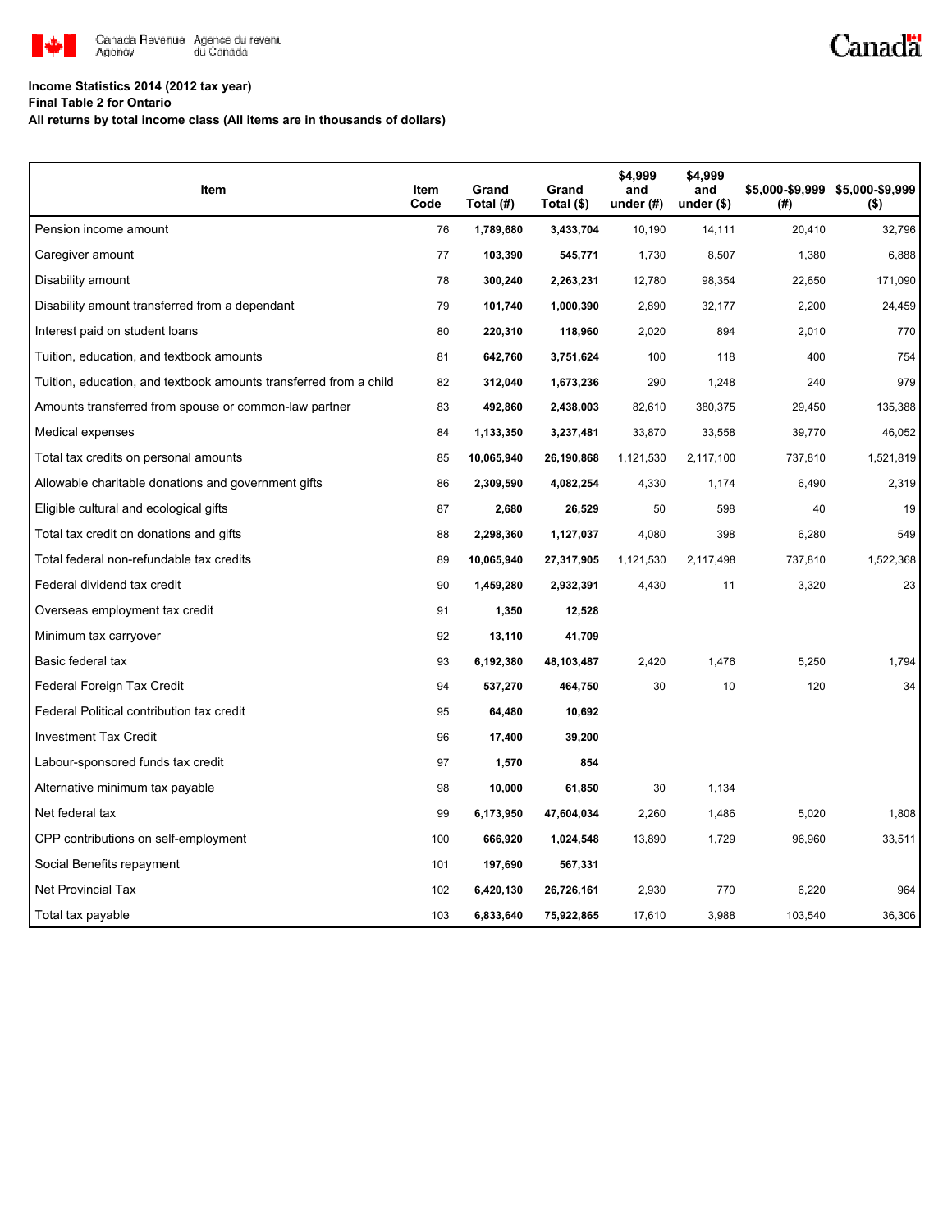**Income Statistics 2014 (2012 tax year)**

**Final Table 2 for Ontario**

**All returns by total income class (All items are in thousands of dollars)**

| Item | Item Code | Grand Total (#) | Grand Total ($) | $4,999 and under (#) | $4,999 and under ($) | $5,000-$9,999 (#) | $5,000-$9,999 ($) |
|---|---|---|---|---|---|---|---|
| Pension income amount | 76 | **1,789,680** | **3,433,704** | 10,190 | 14,111 | 20,410 | 32,796 |
| Caregiver amount | 77 | **103,390** | **545,771** | 1,730 | 8,507 | 1,380 | 6,888 |
| Disability amount | 78 | **300,240** | **2,263,231** | 12,780 | 98,354 | 22,650 | 171,090 |
| Disability amount transferred from a dependant | 79 | **101,740** | **1,000,390** | 2,890 | 32,177 | 2,200 | 24,459 |
| Interest paid on student loans | 80 | **220,310** | **118,960** | 2,020 | 894 | 2,010 | 770 |
| Tuition, education, and textbook amounts | 81 | **642,760** | **3,751,624** | 100 | 118 | 400 | 754 |
| Tuition, education, and textbook amounts transferred from a child | 82 | **312,040** | **1,673,236** | 290 | 1,248 | 240 | 979 |
| Amounts transferred from spouse or common-law partner | 83 | **492,860** | **2,438,003** | 82,610 | 380,375 | 29,450 | 135,388 |
| Medical expenses | 84 | **1,133,350** | **3,237,481** | 33,870 | 33,558 | 39,770 | 46,052 |
| Total tax credits on personal amounts | 85 | **10,065,940** | **26,190,868** | 1,121,530 | 2,117,100 | 737,810 | 1,521,819 |
| Allowable charitable donations and government gifts | 86 | **2,309,590** | **4,082,254** | 4,330 | 1,174 | 6,490 | 2,319 |
| Eligible cultural and ecological gifts | 87 | **2,680** | **26,529** | 50 | 598 | 40 | 19 |
| Total tax credit on donations and gifts | 88 | **2,298,360** | **1,127,037** | 4,080 | 398 | 6,280 | 549 |
| Total federal non-refundable tax credits | 89 | **10,065,940** | **27,317,905** | 1,121,530 | 2,117,498 | 737,810 | 1,522,368 |
| Federal dividend tax credit | 90 | **1,459,280** | **2,932,391** | 4,430 | 11 | 3,320 | 23 |
| Overseas employment tax credit | 91 | **1,350** | **12,528** | | | | |
| Minimum tax carryover | 92 | **13,110** | **41,709** | | | | |
| Basic federal tax | 93 | **6,192,380** | **48,103,487** | 2,420 | 1,476 | 5,250 | 1,794 |
| Federal Foreign Tax Credit | 94 | **537,270** | **464,750** | 30 | 10 | 120 | 34 |
| Federal Political contribution tax credit | 95 | **64,480** | **10,692** | | | | |
| Investment Tax Credit | 96 | **17,400** | **39,200** | | | | |
| Labour-sponsored funds tax credit | 97 | **1,570** | **854** | | | | |
| Alternative minimum tax payable | 98 | **10,000** | **61,850** | 30 | 1,134 | | |
| Net federal tax | 99 | **6,173,950** | **47,604,034** | 2,260 | 1,486 | 5,020 | 1,808 |
| CPP contributions on self-employment | 100 | **666,920** | **1,024,548** | 13,890 | 1,729 | 96,960 | 33,511 |
| Social Benefits repayment | 101 | **197,690** | **567,331** | | | | |
| Net Provincial Tax | 102 | **6,420,130** | **26,726,161** | 2,930 | 770 | 6,220 | 964 |
| Total tax payable | 103 | **6,833,640** | **75,922,865** | 17,610 | 3,988 | 103,540 | 36,306 |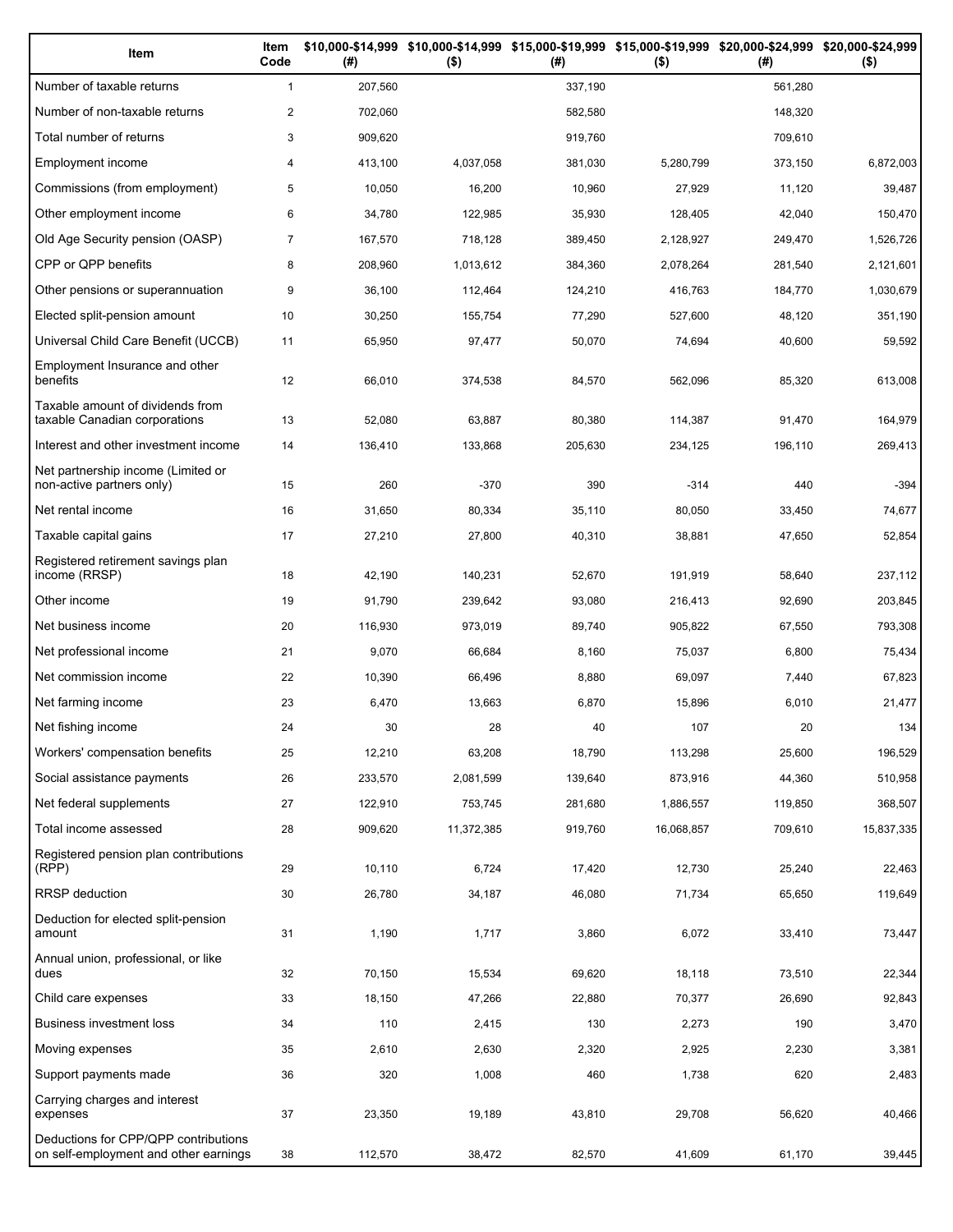| Item | Item Code | $10,000-$14,999 (#) | $10,000-$14,999 ($) | $15,000-$19,999 (#) | $15,000-$19,999 ($) | $20,000-$24,999 (#) | $20,000-$24,999 ($) |
|---|---|---|---|---|---|---|---|
| Number of taxable returns | 1 | 207,560 | | 337,190 | | 561,280 | |
| Number of non-taxable returns | 2 | 702,060 | | 582,580 | | 148,320 | |
| Total number of returns | 3 | 909,620 | | 919,760 | | 709,610 | |
| Employment income | 4 | 413,100 | 4,037,058 | 381,030 | 5,280,799 | 373,150 | 6,872,003 |
| Commissions (from employment) | 5 | 10,050 | 16,200 | 10,960 | 27,929 | 11,120 | 39,487 |
| Other employment income | 6 | 34,780 | 122,985 | 35,930 | 128,405 | 42,040 | 150,470 |
| Old Age Security pension (OASP) | 7 | 167,570 | 718,128 | 389,450 | 2,128,927 | 249,470 | 1,526,726 |
| CPP or QPP benefits | 8 | 208,960 | 1,013,612 | 384,360 | 2,078,264 | 281,540 | 2,121,601 |
| Other pensions or superannuation | 9 | 36,100 | 112,464 | 124,210 | 416,763 | 184,770 | 1,030,679 |
| Elected split-pension amount | 10 | 30,250 | 155,754 | 77,290 | 527,600 | 48,120 | 351,190 |
| Universal Child Care Benefit (UCCB) | 11 | 65,950 | 97,477 | 50,070 | 74,694 | 40,600 | 59,592 |
| Employment Insurance and other benefits | 12 | 66,010 | 374,538 | 84,570 | 562,096 | 85,320 | 613,008 |
| Taxable amount of dividends from taxable Canadian corporations | 13 | 52,080 | 63,887 | 80,380 | 114,387 | 91,470 | 164,979 |
| Interest and other investment income | 14 | 136,410 | 133,868 | 205,630 | 234,125 | 196,110 | 269,413 |
| Net partnership income (Limited or non-active partners only) | 15 | 260 | -370 | 390 | -314 | 440 | -394 |
| Net rental income | 16 | 31,650 | 80,334 | 35,110 | 80,050 | 33,450 | 74,677 |
| Taxable capital gains | 17 | 27,210 | 27,800 | 40,310 | 38,881 | 47,650 | 52,854 |
| Registered retirement savings plan income (RRSP) | 18 | 42,190 | 140,231 | 52,670 | 191,919 | 58,640 | 237,112 |
| Other income | 19 | 91,790 | 239,642 | 93,080 | 216,413 | 92,690 | 203,845 |
| Net business income | 20 | 116,930 | 973,019 | 89,740 | 905,822 | 67,550 | 793,308 |
| Net professional income | 21 | 9,070 | 66,684 | 8,160 | 75,037 | 6,800 | 75,434 |
| Net commission income | 22 | 10,390 | 66,496 | 8,880 | 69,097 | 7,440 | 67,823 |
| Net farming income | 23 | 6,470 | 13,663 | 6,870 | 15,896 | 6,010 | 21,477 |
| Net fishing income | 24 | 30 | 28 | 40 | 107 | 20 | 134 |
| Workers' compensation benefits | 25 | 12,210 | 63,208 | 18,790 | 113,298 | 25,600 | 196,529 |
| Social assistance payments | 26 | 233,570 | 2,081,599 | 139,640 | 873,916 | 44,360 | 510,958 |
| Net federal supplements | 27 | 122,910 | 753,745 | 281,680 | 1,886,557 | 119,850 | 368,507 |
| Total income assessed | 28 | 909,620 | 11,372,385 | 919,760 | 16,068,857 | 709,610 | 15,837,335 |
| Registered pension plan contributions (RPP) | 29 | 10,110 | 6,724 | 17,420 | 12,730 | 25,240 | 22,463 |
| RRSP deduction | 30 | 26,780 | 34,187 | 46,080 | 71,734 | 65,650 | 119,649 |
| Deduction for elected split-pension amount | 31 | 1,190 | 1,717 | 3,860 | 6,072 | 33,410 | 73,447 |
| Annual union, professional, or like dues | 32 | 70,150 | 15,534 | 69,620 | 18,118 | 73,510 | 22,344 |
| Child care expenses | 33 | 18,150 | 47,266 | 22,880 | 70,377 | 26,690 | 92,843 |
| Business investment loss | 34 | 110 | 2,415 | 130 | 2,273 | 190 | 3,470 |
| Moving expenses | 35 | 2,610 | 2,630 | 2,320 | 2,925 | 2,230 | 3,381 |
| Support payments made | 36 | 320 | 1,008 | 460 | 1,738 | 620 | 2,483 |
| Carrying charges and interest expenses | 37 | 23,350 | 19,189 | 43,810 | 29,708 | 56,620 | 40,466 |
| Deductions for CPP/QPP contributions on self-employment and other earnings | 38 | 112,570 | 38,472 | 82,570 | 41,609 | 61,170 | 39,445 |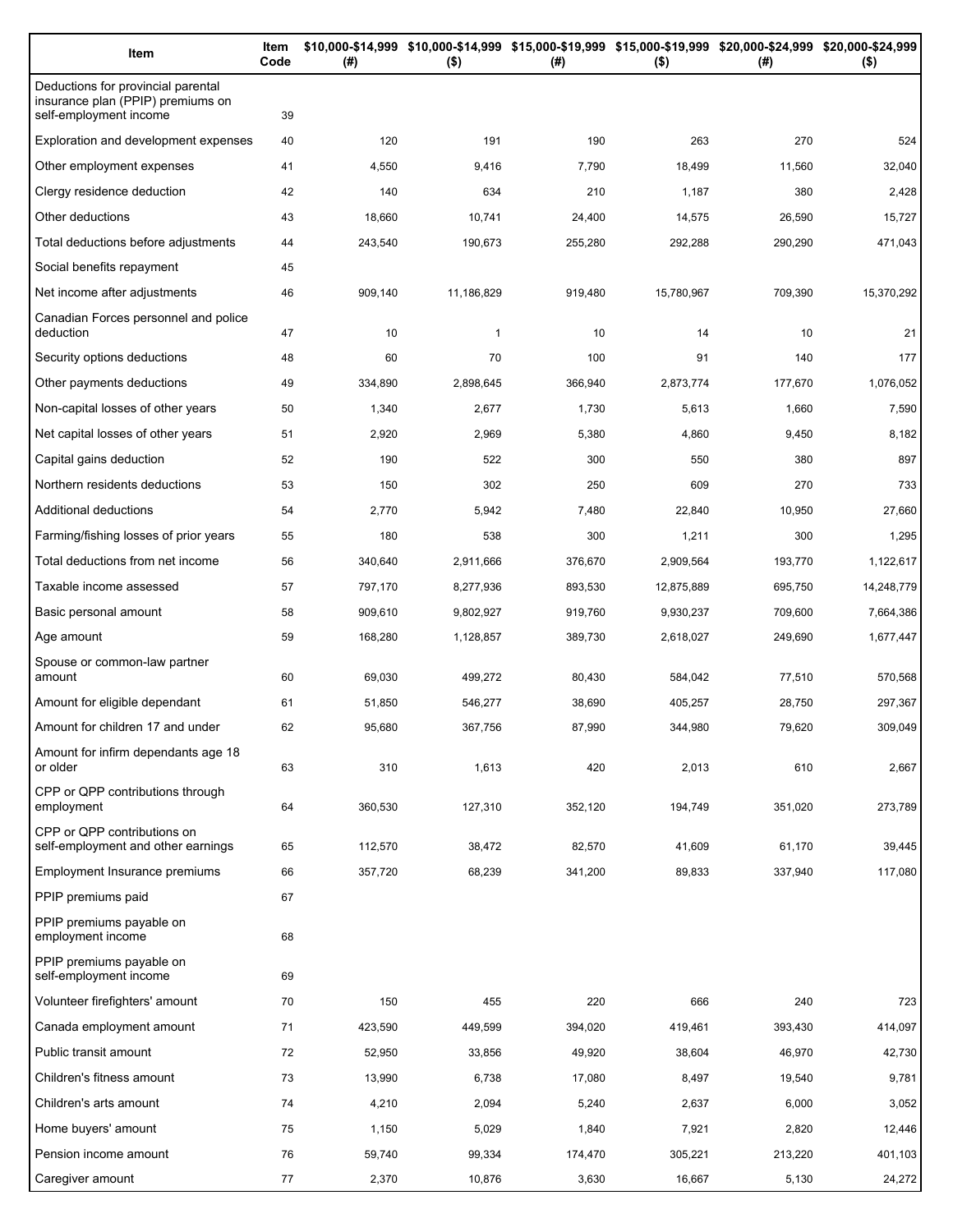| Item | Item Code | $10,000-$14,999 (#) | $10,000-$14,999 ($) | $15,000-$19,999 (#) | $15,000-$19,999 ($) | $20,000-$24,999 (#) | $20,000-$24,999 ($) |
|---|---|---|---|---|---|---|---|
| Deductions for provincial parental insurance plan (PPIP) premiums on self-employment income | 39 | | | | | | |
| Exploration and development expenses | 40 | 120 | 191 | 190 | 263 | 270 | 524 |
| Other employment expenses | 41 | 4,550 | 9,416 | 7,790 | 18,499 | 11,560 | 32,040 |
| Clergy residence deduction | 42 | 140 | 634 | 210 | 1,187 | 380 | 2,428 |
| Other deductions | 43 | 18,660 | 10,741 | 24,400 | 14,575 | 26,590 | 15,727 |
| Total deductions before adjustments | 44 | 243,540 | 190,673 | 255,280 | 292,288 | 290,290 | 471,043 |
| Social benefits repayment | 45 | | | | | | |
| Net income after adjustments | 46 | 909,140 | 11,186,829 | 919,480 | 15,780,967 | 709,390 | 15,370,292 |
| Canadian Forces personnel and police deduction | 47 | 10 | 1 | 10 | 14 | 10 | 21 |
| Security options deductions | 48 | 60 | 70 | 100 | 91 | 140 | 177 |
| Other payments deductions | 49 | 334,890 | 2,898,645 | 366,940 | 2,873,774 | 177,670 | 1,076,052 |
| Non-capital losses of other years | 50 | 1,340 | 2,677 | 1,730 | 5,613 | 1,660 | 7,590 |
| Net capital losses of other years | 51 | 2,920 | 2,969 | 5,380 | 4,860 | 9,450 | 8,182 |
| Capital gains deduction | 52 | 190 | 522 | 300 | 550 | 380 | 897 |
| Northern residents deductions | 53 | 150 | 302 | 250 | 609 | 270 | 733 |
| Additional deductions | 54 | 2,770 | 5,942 | 7,480 | 22,840 | 10,950 | 27,660 |
| Farming/fishing losses of prior years | 55 | 180 | 538 | 300 | 1,211 | 300 | 1,295 |
| Total deductions from net income | 56 | 340,640 | 2,911,666 | 376,670 | 2,909,564 | 193,770 | 1,122,617 |
| Taxable income assessed | 57 | 797,170 | 8,277,936 | 893,530 | 12,875,889 | 695,750 | 14,248,779 |
| Basic personal amount | 58 | 909,610 | 9,802,927 | 919,760 | 9,930,237 | 709,600 | 7,664,386 |
| Age amount | 59 | 168,280 | 1,128,857 | 389,730 | 2,618,027 | 249,690 | 1,677,447 |
| Spouse or common-law partner amount | 60 | 69,030 | 499,272 | 80,430 | 584,042 | 77,510 | 570,568 |
| Amount for eligible dependant | 61 | 51,850 | 546,277 | 38,690 | 405,257 | 28,750 | 297,367 |
| Amount for children 17 and under | 62 | 95,680 | 367,756 | 87,990 | 344,980 | 79,620 | 309,049 |
| Amount for infirm dependants age 18 or older | 63 | 310 | 1,613 | 420 | 2,013 | 610 | 2,667 |
| CPP or QPP contributions through employment | 64 | 360,530 | 127,310 | 352,120 | 194,749 | 351,020 | 273,789 |
| CPP or QPP contributions on self-employment and other earnings | 65 | 112,570 | 38,472 | 82,570 | 41,609 | 61,170 | 39,445 |
| Employment Insurance premiums | 66 | 357,720 | 68,239 | 341,200 | 89,833 | 337,940 | 117,080 |
| PPIP premiums paid | 67 | | | | | | |
| PPIP premiums payable on employment income | 68 | | | | | | |
| PPIP premiums payable on self-employment income | 69 | | | | | | |
| Volunteer firefighters' amount | 70 | 150 | 455 | 220 | 666 | 240 | 723 |
| Canada employment amount | 71 | 423,590 | 449,599 | 394,020 | 419,461 | 393,430 | 414,097 |
| Public transit amount | 72 | 52,950 | 33,856 | 49,920 | 38,604 | 46,970 | 42,730 |
| Children's fitness amount | 73 | 13,990 | 6,738 | 17,080 | 8,497 | 19,540 | 9,781 |
| Children's arts amount | 74 | 4,210 | 2,094 | 5,240 | 2,637 | 6,000 | 3,052 |
| Home buyers' amount | 75 | 1,150 | 5,029 | 1,840 | 7,921 | 2,820 | 12,446 |
| Pension income amount | 76 | 59,740 | 99,334 | 174,470 | 305,221 | 213,220 | 401,103 |
| Caregiver amount | 77 | 2,370 | 10,876 | 3,630 | 16,667 | 5,130 | 24,272 |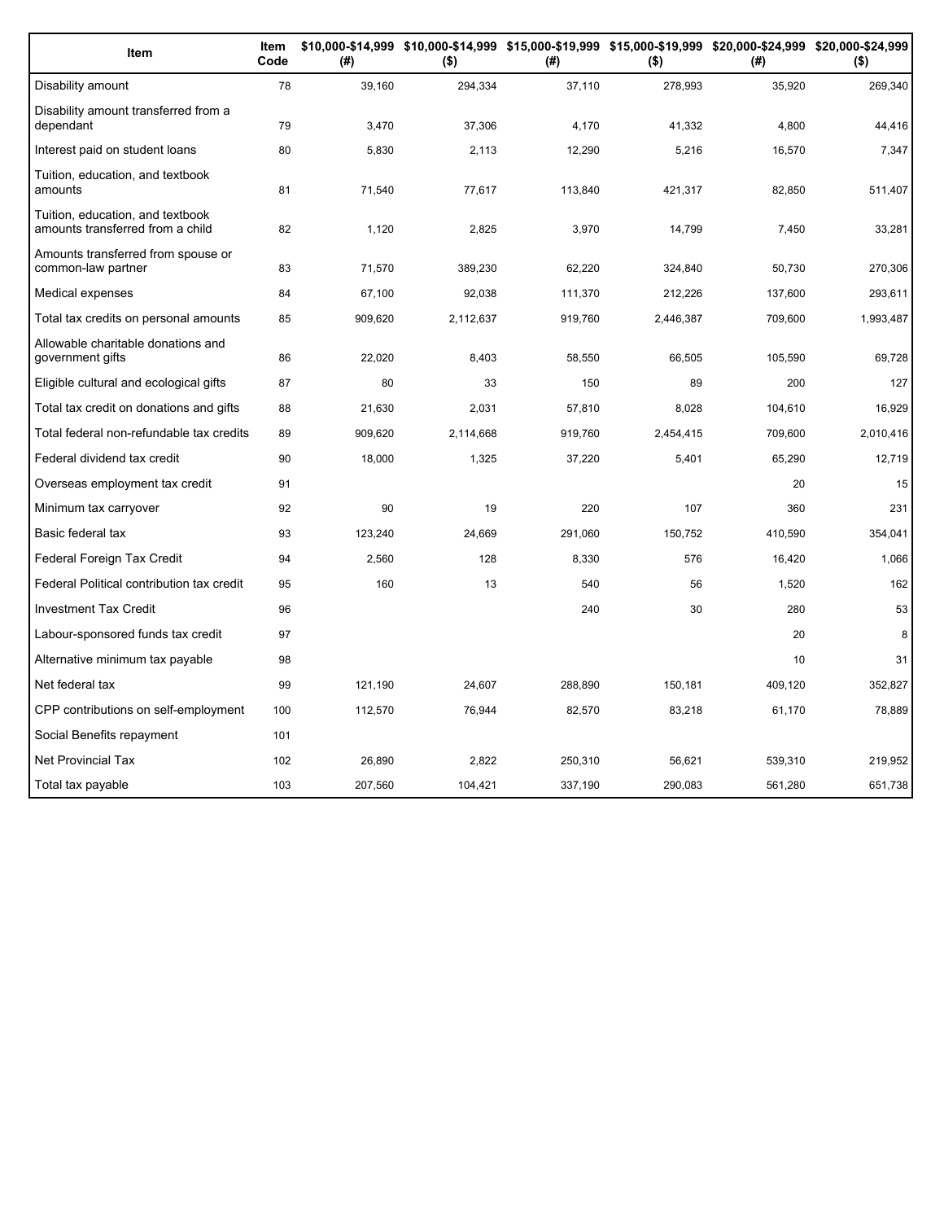| Item | Item Code | $10,000-$14,999 (#) | $10,000-$14,999 ($) | $15,000-$19,999 (#) | $15,000-$19,999 ($) | $20,000-$24,999 (#) | $20,000-$24,999 ($) |
|---|---|---|---|---|---|---|---|
| Disability amount | 78 | 39,160 | 294,334 | 37,110 | 278,993 | 35,920 | 269,340 |
| Disability amount transferred from a dependant | 79 | 3,470 | 37,306 | 4,170 | 41,332 | 4,800 | 44,416 |
| Interest paid on student loans | 80 | 5,830 | 2,113 | 12,290 | 5,216 | 16,570 | 7,347 |
| Tuition, education, and textbook amounts | 81 | 71,540 | 77,617 | 113,840 | 421,317 | 82,850 | 511,407 |
| Tuition, education, and textbook amounts transferred from a child | 82 | 1,120 | 2,825 | 3,970 | 14,799 | 7,450 | 33,281 |
| Amounts transferred from spouse or common-law partner | 83 | 71,570 | 389,230 | 62,220 | 324,840 | 50,730 | 270,306 |
| Medical expenses | 84 | 67,100 | 92,038 | 111,370 | 212,226 | 137,600 | 293,611 |
| Total tax credits on personal amounts | 85 | 909,620 | 2,112,637 | 919,760 | 2,446,387 | 709,600 | 1,993,487 |
| Allowable charitable donations and government gifts | 86 | 22,020 | 8,403 | 58,550 | 66,505 | 105,590 | 69,728 |
| Eligible cultural and ecological gifts | 87 | 80 | 33 | 150 | 89 | 200 | 127 |
| Total tax credit on donations and gifts | 88 | 21,630 | 2,031 | 57,810 | 8,028 | 104,610 | 16,929 |
| Total federal non-refundable tax credits | 89 | 909,620 | 2,114,668 | 919,760 | 2,454,415 | 709,600 | 2,010,416 |
| Federal dividend tax credit | 90 | 18,000 | 1,325 | 37,220 | 5,401 | 65,290 | 12,719 |
| Overseas employment tax credit | 91 | | | | | 20 | 15 |
| Minimum tax carryover | 92 | 90 | 19 | 220 | 107 | 360 | 231 |
| Basic federal tax | 93 | 123,240 | 24,669 | 291,060 | 150,752 | 410,590 | 354,041 |
| Federal Foreign Tax Credit | 94 | 2,560 | 128 | 8,330 | 576 | 16,420 | 1,066 |
| Federal Political contribution tax credit | 95 | 160 | 13 | 540 | 56 | 1,520 | 162 |
| Investment Tax Credit | 96 | | | 240 | 30 | 280 | 53 |
| Labour-sponsored funds tax credit | 97 | | | | | 20 | 8 |
| Alternative minimum tax payable | 98 | | | | | 10 | 31 |
| Net federal tax | 99 | 121,190 | 24,607 | 288,890 | 150,181 | 409,120 | 352,827 |
| CPP contributions on self-employment | 100 | 112,570 | 76,944 | 82,570 | 83,218 | 61,170 | 78,889 |
| Social Benefits repayment | 101 | | | | | | |
| Net Provincial Tax | 102 | 26,890 | 2,822 | 250,310 | 56,621 | 539,310 | 219,952 |
| Total tax payable | 103 | 207,560 | 104,421 | 337,190 | 290,083 | 561,280 | 651,738 |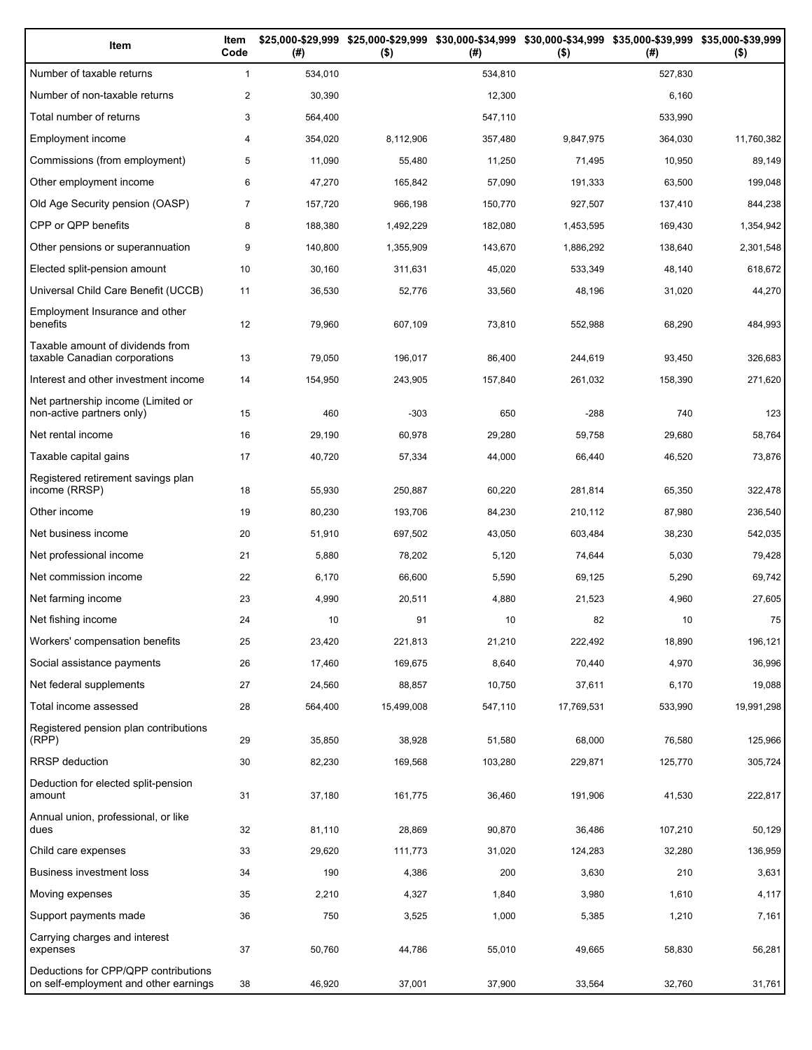| Item | Item Code | $25,000-$29,999 (#) | $25,000-$29,999 ($) | $30,000-$34,999 (#) | $30,000-$34,999 ($) | $35,000-$39,999 (#) | $35,000-$39,999 ($) |
|---|---|---|---|---|---|---|---|
| Number of taxable returns | 1 | 534,010 | | 534,810 | | 527,830 | |
| Number of non-taxable returns | 2 | 30,390 | | 12,300 | | 6,160 | |
| Total number of returns | 3 | 564,400 | | 547,110 | | 533,990 | |
| Employment income | 4 | 354,020 | 8,112,906 | 357,480 | 9,847,975 | 364,030 | 11,760,382 |
| Commissions (from employment) | 5 | 11,090 | 55,480 | 11,250 | 71,495 | 10,950 | 89,149 |
| Other employment income | 6 | 47,270 | 165,842 | 57,090 | 191,333 | 63,500 | 199,048 |
| Old Age Security pension (OASP) | 7 | 157,720 | 966,198 | 150,770 | 927,507 | 137,410 | 844,238 |
| CPP or QPP benefits | 8 | 188,380 | 1,492,229 | 182,080 | 1,453,595 | 169,430 | 1,354,942 |
| Other pensions or superannuation | 9 | 140,800 | 1,355,909 | 143,670 | 1,886,292 | 138,640 | 2,301,548 |
| Elected split-pension amount | 10 | 30,160 | 311,631 | 45,020 | 533,349 | 48,140 | 618,672 |
| Universal Child Care Benefit (UCCB) | 11 | 36,530 | 52,776 | 33,560 | 48,196 | 31,020 | 44,270 |
| Employment Insurance and other benefits | 12 | 79,960 | 607,109 | 73,810 | 552,988 | 68,290 | 484,993 |
| Taxable amount of dividends from taxable Canadian corporations | 13 | 79,050 | 196,017 | 86,400 | 244,619 | 93,450 | 326,683 |
| Interest and other investment income | 14 | 154,950 | 243,905 | 157,840 | 261,032 | 158,390 | 271,620 |
| Net partnership income (Limited or non-active partners only) | 15 | 460 | -303 | 650 | -288 | 740 | 123 |
| Net rental income | 16 | 29,190 | 60,978 | 29,280 | 59,758 | 29,680 | 58,764 |
| Taxable capital gains | 17 | 40,720 | 57,334 | 44,000 | 66,440 | 46,520 | 73,876 |
| Registered retirement savings plan income (RRSP) | 18 | 55,930 | 250,887 | 60,220 | 281,814 | 65,350 | 322,478 |
| Other income | 19 | 80,230 | 193,706 | 84,230 | 210,112 | 87,980 | 236,540 |
| Net business income | 20 | 51,910 | 697,502 | 43,050 | 603,484 | 38,230 | 542,035 |
| Net professional income | 21 | 5,880 | 78,202 | 5,120 | 74,644 | 5,030 | 79,428 |
| Net commission income | 22 | 6,170 | 66,600 | 5,590 | 69,125 | 5,290 | 69,742 |
| Net farming income | 23 | 4,990 | 20,511 | 4,880 | 21,523 | 4,960 | 27,605 |
| Net fishing income | 24 | 10 | 91 | 10 | 82 | 10 | 75 |
| Workers' compensation benefits | 25 | 23,420 | 221,813 | 21,210 | 222,492 | 18,890 | 196,121 |
| Social assistance payments | 26 | 17,460 | 169,675 | 8,640 | 70,440 | 4,970 | 36,996 |
| Net federal supplements | 27 | 24,560 | 88,857 | 10,750 | 37,611 | 6,170 | 19,088 |
| Total income assessed | 28 | 564,400 | 15,499,008 | 547,110 | 17,769,531 | 533,990 | 19,991,298 |
| Registered pension plan contributions (RPP) | 29 | 35,850 | 38,928 | 51,580 | 68,000 | 76,580 | 125,966 |
| RRSP deduction | 30 | 82,230 | 169,568 | 103,280 | 229,871 | 125,770 | 305,724 |
| Deduction for elected split-pension amount | 31 | 37,180 | 161,775 | 36,460 | 191,906 | 41,530 | 222,817 |
| Annual union, professional, or like dues | 32 | 81,110 | 28,869 | 90,870 | 36,486 | 107,210 | 50,129 |
| Child care expenses | 33 | 29,620 | 111,773 | 31,020 | 124,283 | 32,280 | 136,959 |
| Business investment loss | 34 | 190 | 4,386 | 200 | 3,630 | 210 | 3,631 |
| Moving expenses | 35 | 2,210 | 4,327 | 1,840 | 3,980 | 1,610 | 4,117 |
| Support payments made | 36 | 750 | 3,525 | 1,000 | 5,385 | 1,210 | 7,161 |
| Carrying charges and interest expenses | 37 | 50,760 | 44,786 | 55,010 | 49,665 | 58,830 | 56,281 |
| Deductions for CPP/QPP contributions on self-employment and other earnings | 38 | 46,920 | 37,001 | 37,900 | 33,564 | 32,760 | 31,761 |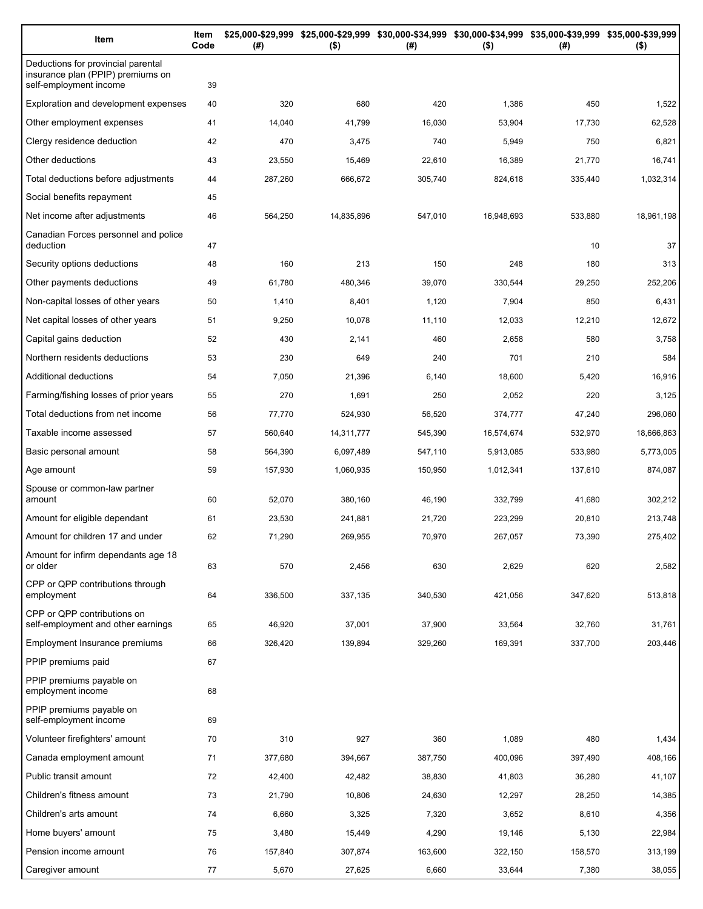| Item | Item Code | $25,000-$29,999 (#) | $25,000-$29,999 ($) | $30,000-$34,999 (#) | $30,000-$34,999 ($) | $35,000-$39,999 (#) | $35,000-$39,999 ($) |
|---|---|---|---|---|---|---|---|
| Deductions for provincial parental insurance plan (PPIP) premiums on self-employment income | 39 | | | | | | |
| Exploration and development expenses | 40 | 320 | 680 | 420 | 1,386 | 450 | 1,522 |
| Other employment expenses | 41 | 14,040 | 41,799 | 16,030 | 53,904 | 17,730 | 62,528 |
| Clergy residence deduction | 42 | 470 | 3,475 | 740 | 5,949 | 750 | 6,821 |
| Other deductions | 43 | 23,550 | 15,469 | 22,610 | 16,389 | 21,770 | 16,741 |
| Total deductions before adjustments | 44 | 287,260 | 666,672 | 305,740 | 824,618 | 335,440 | 1,032,314 |
| Social benefits repayment | 45 | | | | | | |
| Net income after adjustments | 46 | 564,250 | 14,835,896 | 547,010 | 16,948,693 | 533,880 | 18,961,198 |
| Canadian Forces personnel and police deduction | 47 | | | | | 10 | 37 |
| Security options deductions | 48 | 160 | 213 | 150 | 248 | 180 | 313 |
| Other payments deductions | 49 | 61,780 | 480,346 | 39,070 | 330,544 | 29,250 | 252,206 |
| Non-capital losses of other years | 50 | 1,410 | 8,401 | 1,120 | 7,904 | 850 | 6,431 |
| Net capital losses of other years | 51 | 9,250 | 10,078 | 11,110 | 12,033 | 12,210 | 12,672 |
| Capital gains deduction | 52 | 430 | 2,141 | 460 | 2,658 | 580 | 3,758 |
| Northern residents deductions | 53 | 230 | 649 | 240 | 701 | 210 | 584 |
| Additional deductions | 54 | 7,050 | 21,396 | 6,140 | 18,600 | 5,420 | 16,916 |
| Farming/fishing losses of prior years | 55 | 270 | 1,691 | 250 | 2,052 | 220 | 3,125 |
| Total deductions from net income | 56 | 77,770 | 524,930 | 56,520 | 374,777 | 47,240 | 296,060 |
| Taxable income assessed | 57 | 560,640 | 14,311,777 | 545,390 | 16,574,674 | 532,970 | 18,666,863 |
| Basic personal amount | 58 | 564,390 | 6,097,489 | 547,110 | 5,913,085 | 533,980 | 5,773,005 |
| Age amount | 59 | 157,930 | 1,060,935 | 150,950 | 1,012,341 | 137,610 | 874,087 |
| Spouse or common-law partner amount | 60 | 52,070 | 380,160 | 46,190 | 332,799 | 41,680 | 302,212 |
| Amount for eligible dependant | 61 | 23,530 | 241,881 | 21,720 | 223,299 | 20,810 | 213,748 |
| Amount for children 17 and under | 62 | 71,290 | 269,955 | 70,970 | 267,057 | 73,390 | 275,402 |
| Amount for infirm dependants age 18 or older | 63 | 570 | 2,456 | 630 | 2,629 | 620 | 2,582 |
| CPP or QPP contributions through employment | 64 | 336,500 | 337,135 | 340,530 | 421,056 | 347,620 | 513,818 |
| CPP or QPP contributions on self-employment and other earnings | 65 | 46,920 | 37,001 | 37,900 | 33,564 | 32,760 | 31,761 |
| Employment Insurance premiums | 66 | 326,420 | 139,894 | 329,260 | 169,391 | 337,700 | 203,446 |
| PPIP premiums paid | 67 | | | | | | |
| PPIP premiums payable on employment income | 68 | | | | | | |
| PPIP premiums payable on self-employment income | 69 | | | | | | |
| Volunteer firefighters' amount | 70 | 310 | 927 | 360 | 1,089 | 480 | 1,434 |
| Canada employment amount | 71 | 377,680 | 394,667 | 387,750 | 400,096 | 397,490 | 408,166 |
| Public transit amount | 72 | 42,400 | 42,482 | 38,830 | 41,803 | 36,280 | 41,107 |
| Children's fitness amount | 73 | 21,790 | 10,806 | 24,630 | 12,297 | 28,250 | 14,385 |
| Children's arts amount | 74 | 6,660 | 3,325 | 7,320 | 3,652 | 8,610 | 4,356 |
| Home buyers' amount | 75 | 3,480 | 15,449 | 4,290 | 19,146 | 5,130 | 22,984 |
| Pension income amount | 76 | 157,840 | 307,874 | 163,600 | 322,150 | 158,570 | 313,199 |
| Caregiver amount | 77 | 5,670 | 27,625 | 6,660 | 33,644 | 7,380 | 38,055 |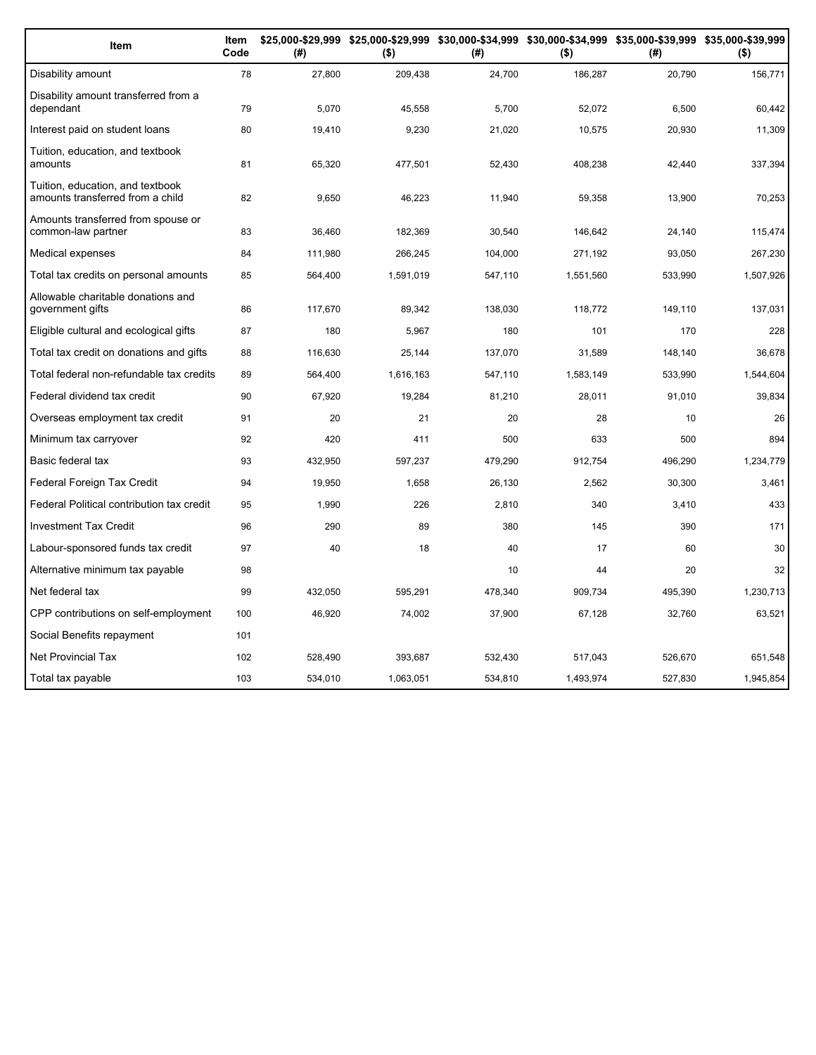| Item | Item Code | $25,000-$29,999 (#) | $25,000-$29,999 ($) | $30,000-$34,999 (#) | $30,000-$34,999 ($) | $35,000-$39,999 (#) | $35,000-$39,999 ($) |
|---|---|---|---|---|---|---|---|
| Disability amount | 78 | 27,800 | 209,438 | 24,700 | 186,287 | 20,790 | 156,771 |
| Disability amount transferred from a dependant | 79 | 5,070 | 45,558 | 5,700 | 52,072 | 6,500 | 60,442 |
| Interest paid on student loans | 80 | 19,410 | 9,230 | 21,020 | 10,575 | 20,930 | 11,309 |
| Tuition, education, and textbook amounts | 81 | 65,320 | 477,501 | 52,430 | 408,238 | 42,440 | 337,394 |
| Tuition, education, and textbook amounts transferred from a child | 82 | 9,650 | 46,223 | 11,940 | 59,358 | 13,900 | 70,253 |
| Amounts transferred from spouse or common-law partner | 83 | 36,460 | 182,369 | 30,540 | 146,642 | 24,140 | 115,474 |
| Medical expenses | 84 | 111,980 | 266,245 | 104,000 | 271,192 | 93,050 | 267,230 |
| Total tax credits on personal amounts | 85 | 564,400 | 1,591,019 | 547,110 | 1,551,560 | 533,990 | 1,507,926 |
| Allowable charitable donations and government gifts | 86 | 117,670 | 89,342 | 138,030 | 118,772 | 149,110 | 137,031 |
| Eligible cultural and ecological gifts | 87 | 180 | 5,967 | 180 | 101 | 170 | 228 |
| Total tax credit on donations and gifts | 88 | 116,630 | 25,144 | 137,070 | 31,589 | 148,140 | 36,678 |
| Total federal non-refundable tax credits | 89 | 564,400 | 1,616,163 | 547,110 | 1,583,149 | 533,990 | 1,544,604 |
| Federal dividend tax credit | 90 | 67,920 | 19,284 | 81,210 | 28,011 | 91,010 | 39,834 |
| Overseas employment tax credit | 91 | 20 | 21 | 20 | 28 | 10 | 26 |
| Minimum tax carryover | 92 | 420 | 411 | 500 | 633 | 500 | 894 |
| Basic federal tax | 93 | 432,950 | 597,237 | 479,290 | 912,754 | 496,290 | 1,234,779 |
| Federal Foreign Tax Credit | 94 | 19,950 | 1,658 | 26,130 | 2,562 | 30,300 | 3,461 |
| Federal Political contribution tax credit | 95 | 1,990 | 226 | 2,810 | 340 | 3,410 | 433 |
| Investment Tax Credit | 96 | 290 | 89 | 380 | 145 | 390 | 171 |
| Labour-sponsored funds tax credit | 97 | 40 | 18 | 40 | 17 | 60 | 30 |
| Alternative minimum tax payable | 98 | | | 10 | 44 | 20 | 32 |
| Net federal tax | 99 | 432,050 | 595,291 | 478,340 | 909,734 | 495,390 | 1,230,713 |
| CPP contributions on self-employment | 100 | 46,920 | 74,002 | 37,900 | 67,128 | 32,760 | 63,521 |
| Social Benefits repayment | 101 | | | | | | |
| Net Provincial Tax | 102 | 528,490 | 393,687 | 532,430 | 517,043 | 526,670 | 651,548 |
| Total tax payable | 103 | 534,010 | 1,063,051 | 534,810 | 1,493,974 | 527,830 | 1,945,854 |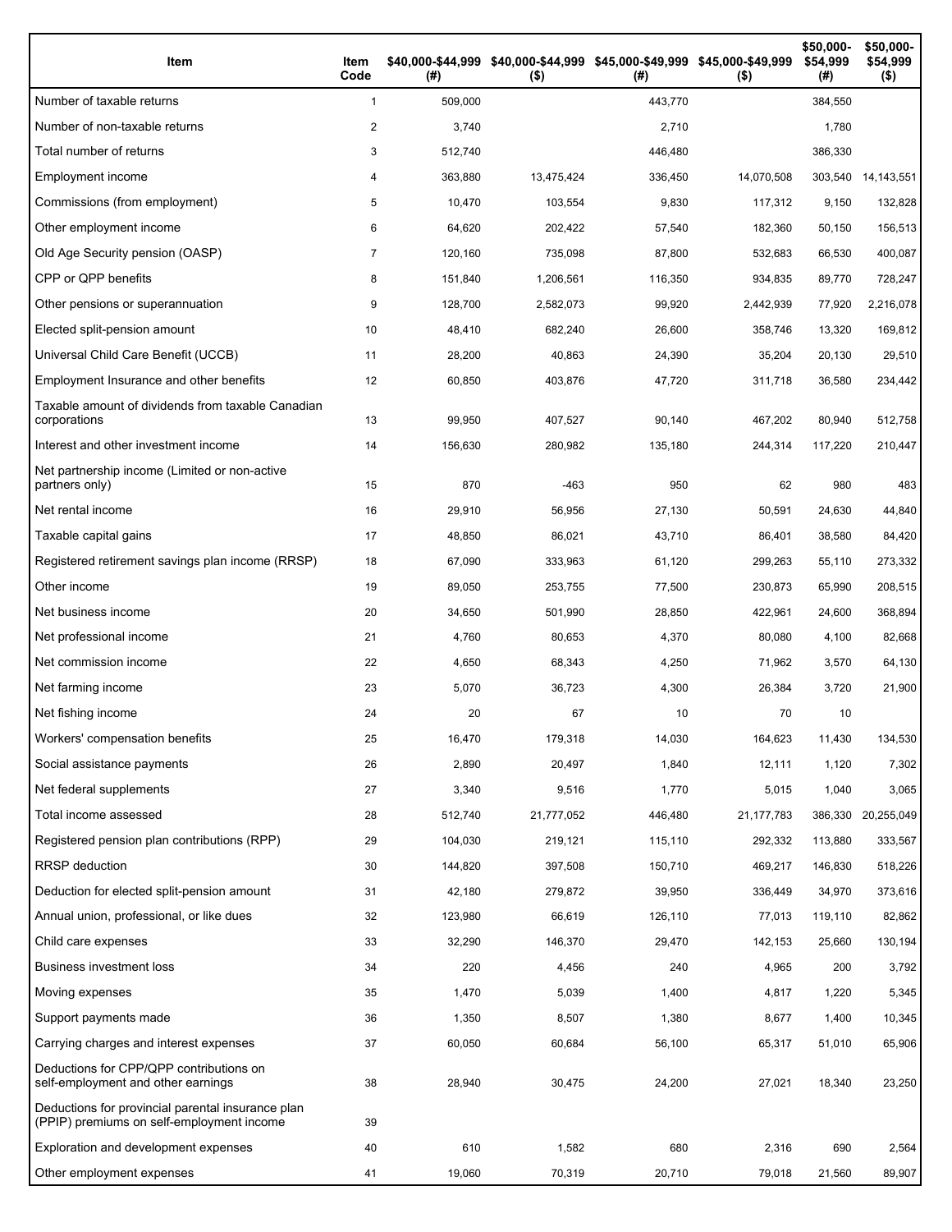| Item | Item Code | $40,000-$44,999 (#) | $40,000-$44,999 ($) | $45,000-$49,999 (#) | $45,000-$49,999 ($) | $50,000-$54,999 (#) | $50,000-$54,999 ($) |
|---|---|---|---|---|---|---|---|
| Number of taxable returns | 1 | 509,000 | | 443,770 | | 384,550 | |
| Number of non-taxable returns | 2 | 3,740 | | 2,710 | | 1,780 | |
| Total number of returns | 3 | 512,740 | | 446,480 | | 386,330 | |
| Employment income | 4 | 363,880 | 13,475,424 | 336,450 | 14,070,508 | 303,540 | 14,143,551 |
| Commissions (from employment) | 5 | 10,470 | 103,554 | 9,830 | 117,312 | 9,150 | 132,828 |
| Other employment income | 6 | 64,620 | 202,422 | 57,540 | 182,360 | 50,150 | 156,513 |
| Old Age Security pension (OASP) | 7 | 120,160 | 735,098 | 87,800 | 532,683 | 66,530 | 400,087 |
| CPP or QPP benefits | 8 | 151,840 | 1,206,561 | 116,350 | 934,835 | 89,770 | 728,247 |
| Other pensions or superannuation | 9 | 128,700 | 2,582,073 | 99,920 | 2,442,939 | 77,920 | 2,216,078 |
| Elected split-pension amount | 10 | 48,410 | 682,240 | 26,600 | 358,746 | 13,320 | 169,812 |
| Universal Child Care Benefit (UCCB) | 11 | 28,200 | 40,863 | 24,390 | 35,204 | 20,130 | 29,510 |
| Employment Insurance and other benefits | 12 | 60,850 | 403,876 | 47,720 | 311,718 | 36,580 | 234,442 |
| Taxable amount of dividends from taxable Canadian corporations | 13 | 99,950 | 407,527 | 90,140 | 467,202 | 80,940 | 512,758 |
| Interest and other investment income | 14 | 156,630 | 280,982 | 135,180 | 244,314 | 117,220 | 210,447 |
| Net partnership income (Limited or non-active partners only) | 15 | 870 | -463 | 950 | 62 | 980 | 483 |
| Net rental income | 16 | 29,910 | 56,956 | 27,130 | 50,591 | 24,630 | 44,840 |
| Taxable capital gains | 17 | 48,850 | 86,021 | 43,710 | 86,401 | 38,580 | 84,420 |
| Registered retirement savings plan income (RRSP) | 18 | 67,090 | 333,963 | 61,120 | 299,263 | 55,110 | 273,332 |
| Other income | 19 | 89,050 | 253,755 | 77,500 | 230,873 | 65,990 | 208,515 |
| Net business income | 20 | 34,650 | 501,990 | 28,850 | 422,961 | 24,600 | 368,894 |
| Net professional income | 21 | 4,760 | 80,653 | 4,370 | 80,080 | 4,100 | 82,668 |
| Net commission income | 22 | 4,650 | 68,343 | 4,250 | 71,962 | 3,570 | 64,130 |
| Net farming income | 23 | 5,070 | 36,723 | 4,300 | 26,384 | 3,720 | 21,900 |
| Net fishing income | 24 | 20 | 67 | 10 | 70 | 10 | |
| Workers' compensation benefits | 25 | 16,470 | 179,318 | 14,030 | 164,623 | 11,430 | 134,530 |
| Social assistance payments | 26 | 2,890 | 20,497 | 1,840 | 12,111 | 1,120 | 7,302 |
| Net federal supplements | 27 | 3,340 | 9,516 | 1,770 | 5,015 | 1,040 | 3,065 |
| Total income assessed | 28 | 512,740 | 21,777,052 | 446,480 | 21,177,783 | 386,330 | 20,255,049 |
| Registered pension plan contributions (RPP) | 29 | 104,030 | 219,121 | 115,110 | 292,332 | 113,880 | 333,567 |
| RRSP deduction | 30 | 144,820 | 397,508 | 150,710 | 469,217 | 146,830 | 518,226 |
| Deduction for elected split-pension amount | 31 | 42,180 | 279,872 | 39,950 | 336,449 | 34,970 | 373,616 |
| Annual union, professional, or like dues | 32 | 123,980 | 66,619 | 126,110 | 77,013 | 119,110 | 82,862 |
| Child care expenses | 33 | 32,290 | 146,370 | 29,470 | 142,153 | 25,660 | 130,194 |
| Business investment loss | 34 | 220 | 4,456 | 240 | 4,965 | 200 | 3,792 |
| Moving expenses | 35 | 1,470 | 5,039 | 1,400 | 4,817 | 1,220 | 5,345 |
| Support payments made | 36 | 1,350 | 8,507 | 1,380 | 8,677 | 1,400 | 10,345 |
| Carrying charges and interest expenses | 37 | 60,050 | 60,684 | 56,100 | 65,317 | 51,010 | 65,906 |
| Deductions for CPP/QPP contributions on self-employment and other earnings | 38 | 28,940 | 30,475 | 24,200 | 27,021 | 18,340 | 23,250 |
| Deductions for provincial parental insurance plan (PPIP) premiums on self-employment income | 39 | | | | | | |
| Exploration and development expenses | 40 | 610 | 1,582 | 680 | 2,316 | 690 | 2,564 |
| Other employment expenses | 41 | 19,060 | 70,319 | 20,710 | 79,018 | 21,560 | 89,907 |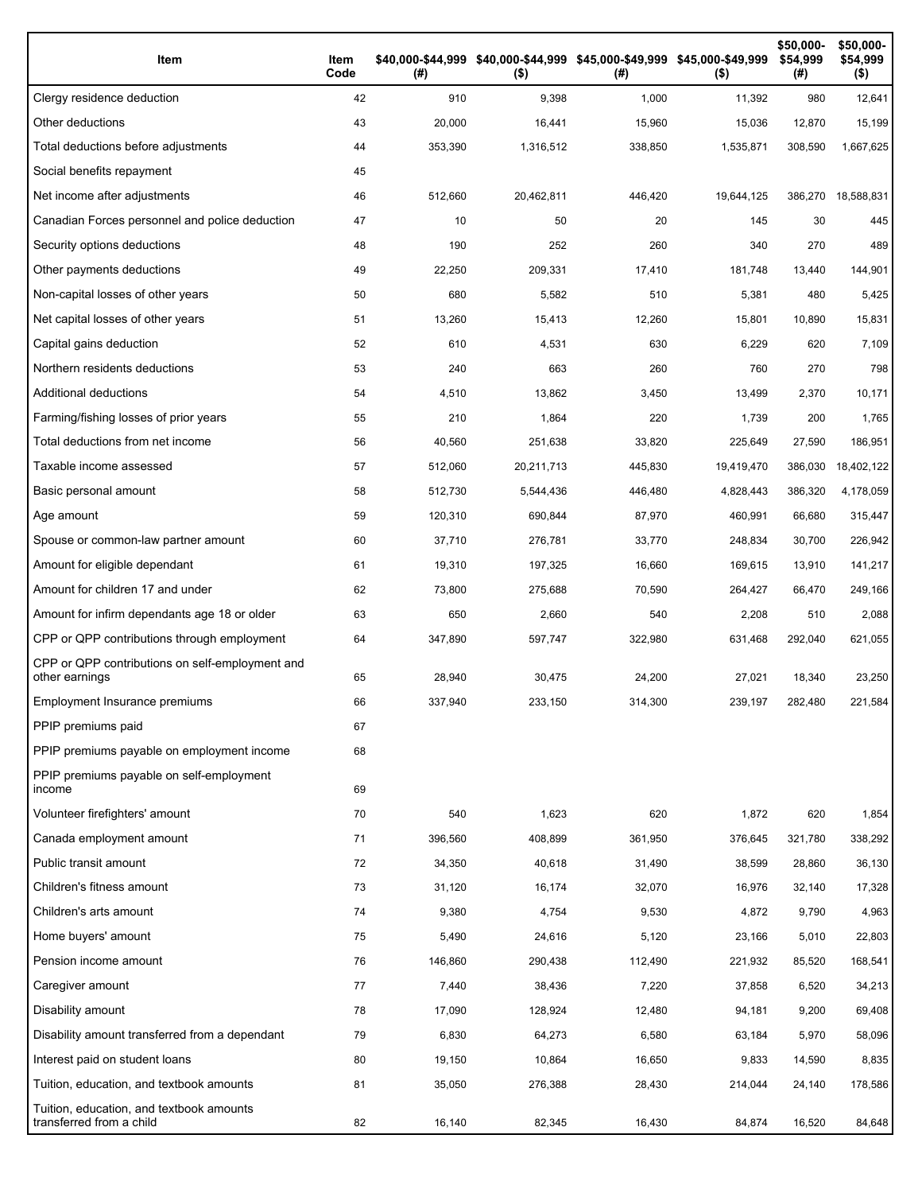| Item | Item Code | $40,000-$44,999 (#) | $40,000-$44,999 ($) | $45,000-$49,999 (#) | $45,000-$49,999 ($) | $50,000-$54,999 (#) | $50,000-$54,999 ($) |
|---|---|---|---|---|---|---|---|
| Clergy residence deduction | 42 | 910 | 9,398 | 1,000 | 11,392 | 980 | 12,641 |
| Other deductions | 43 | 20,000 | 16,441 | 15,960 | 15,036 | 12,870 | 15,199 |
| Total deductions before adjustments | 44 | 353,390 | 1,316,512 | 338,850 | 1,535,871 | 308,590 | 1,667,625 |
| Social benefits repayment | 45 | | | | | | |
| Net income after adjustments | 46 | 512,660 | 20,462,811 | 446,420 | 19,644,125 | 386,270 | 18,588,831 |
| Canadian Forces personnel and police deduction | 47 | 10 | 50 | 20 | 145 | 30 | 445 |
| Security options deductions | 48 | 190 | 252 | 260 | 340 | 270 | 489 |
| Other payments deductions | 49 | 22,250 | 209,331 | 17,410 | 181,748 | 13,440 | 144,901 |
| Non-capital losses of other years | 50 | 680 | 5,582 | 510 | 5,381 | 480 | 5,425 |
| Net capital losses of other years | 51 | 13,260 | 15,413 | 12,260 | 15,801 | 10,890 | 15,831 |
| Capital gains deduction | 52 | 610 | 4,531 | 630 | 6,229 | 620 | 7,109 |
| Northern residents deductions | 53 | 240 | 663 | 260 | 760 | 270 | 798 |
| Additional deductions | 54 | 4,510 | 13,862 | 3,450 | 13,499 | 2,370 | 10,171 |
| Farming/fishing losses of prior years | 55 | 210 | 1,864 | 220 | 1,739 | 200 | 1,765 |
| Total deductions from net income | 56 | 40,560 | 251,638 | 33,820 | 225,649 | 27,590 | 186,951 |
| Taxable income assessed | 57 | 512,060 | 20,211,713 | 445,830 | 19,419,470 | 386,030 | 18,402,122 |
| Basic personal amount | 58 | 512,730 | 5,544,436 | 446,480 | 4,828,443 | 386,320 | 4,178,059 |
| Age amount | 59 | 120,310 | 690,844 | 87,970 | 460,991 | 66,680 | 315,447 |
| Spouse or common-law partner amount | 60 | 37,710 | 276,781 | 33,770 | 248,834 | 30,700 | 226,942 |
| Amount for eligible dependant | 61 | 19,310 | 197,325 | 16,660 | 169,615 | 13,910 | 141,217 |
| Amount for children 17 and under | 62 | 73,800 | 275,688 | 70,590 | 264,427 | 66,470 | 249,166 |
| Amount for infirm dependants age 18 or older | 63 | 650 | 2,660 | 540 | 2,208 | 510 | 2,088 |
| CPP or QPP contributions through employment | 64 | 347,890 | 597,747 | 322,980 | 631,468 | 292,040 | 621,055 |
| CPP or QPP contributions on self-employment and other earnings | 65 | 28,940 | 30,475 | 24,200 | 27,021 | 18,340 | 23,250 |
| Employment Insurance premiums | 66 | 337,940 | 233,150 | 314,300 | 239,197 | 282,480 | 221,584 |
| PPIP premiums paid | 67 | | | | | | |
| PPIP premiums payable on employment income | 68 | | | | | | |
| PPIP premiums payable on self-employment income | 69 | | | | | | |
| Volunteer firefighters' amount | 70 | 540 | 1,623 | 620 | 1,872 | 620 | 1,854 |
| Canada employment amount | 71 | 396,560 | 408,899 | 361,950 | 376,645 | 321,780 | 338,292 |
| Public transit amount | 72 | 34,350 | 40,618 | 31,490 | 38,599 | 28,860 | 36,130 |
| Children's fitness amount | 73 | 31,120 | 16,174 | 32,070 | 16,976 | 32,140 | 17,328 |
| Children's arts amount | 74 | 9,380 | 4,754 | 9,530 | 4,872 | 9,790 | 4,963 |
| Home buyers' amount | 75 | 5,490 | 24,616 | 5,120 | 23,166 | 5,010 | 22,803 |
| Pension income amount | 76 | 146,860 | 290,438 | 112,490 | 221,932 | 85,520 | 168,541 |
| Caregiver amount | 77 | 7,440 | 38,436 | 7,220 | 37,858 | 6,520 | 34,213 |
| Disability amount | 78 | 17,090 | 128,924 | 12,480 | 94,181 | 9,200 | 69,408 |
| Disability amount transferred from a dependant | 79 | 6,830 | 64,273 | 6,580 | 63,184 | 5,970 | 58,096 |
| Interest paid on student loans | 80 | 19,150 | 10,864 | 16,650 | 9,833 | 14,590 | 8,835 |
| Tuition, education, and textbook amounts | 81 | 35,050 | 276,388 | 28,430 | 214,044 | 24,140 | 178,586 |
| Tuition, education, and textbook amounts transferred from a child | 82 | 16,140 | 82,345 | 16,430 | 84,874 | 16,520 | 84,648 |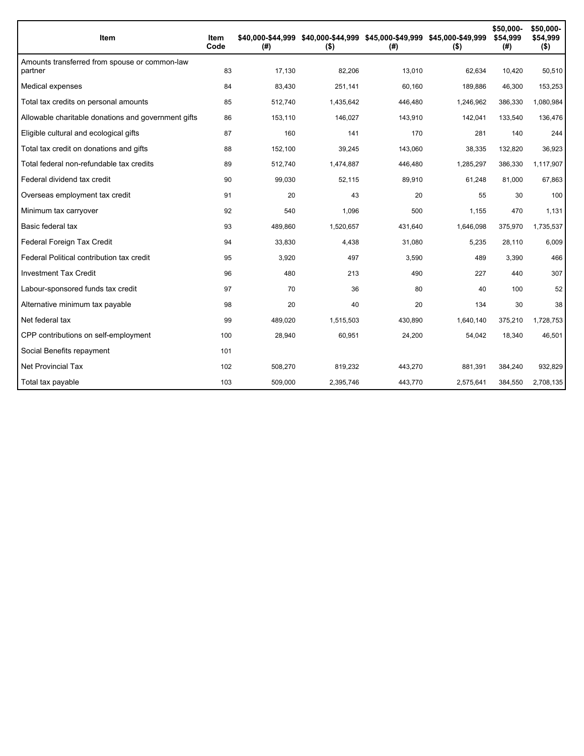| Item | Item Code | $40,000-$44,999 (#) | $40,000-$44,999 ($) | $45,000-$49,999 (#) | $45,000-$49,999 ($) | $50,000-$54,999 (#) | $50,000-$54,999 ($) |
|---|---|---|---|---|---|---|---|
| Amounts transferred from spouse or common-law partner | 83 | 17,130 | 82,206 | 13,010 | 62,634 | 10,420 | 50,510 |
| Medical expenses | 84 | 83,430 | 251,141 | 60,160 | 189,886 | 46,300 | 153,253 |
| Total tax credits on personal amounts | 85 | 512,740 | 1,435,642 | 446,480 | 1,246,962 | 386,330 | 1,080,984 |
| Allowable charitable donations and government gifts | 86 | 153,110 | 146,027 | 143,910 | 142,041 | 133,540 | 136,476 |
| Eligible cultural and ecological gifts | 87 | 160 | 141 | 170 | 281 | 140 | 244 |
| Total tax credit on donations and gifts | 88 | 152,100 | 39,245 | 143,060 | 38,335 | 132,820 | 36,923 |
| Total federal non-refundable tax credits | 89 | 512,740 | 1,474,887 | 446,480 | 1,285,297 | 386,330 | 1,117,907 |
| Federal dividend tax credit | 90 | 99,030 | 52,115 | 89,910 | 61,248 | 81,000 | 67,863 |
| Overseas employment tax credit | 91 | 20 | 43 | 20 | 55 | 30 | 100 |
| Minimum tax carryover | 92 | 540 | 1,096 | 500 | 1,155 | 470 | 1,131 |
| Basic federal tax | 93 | 489,860 | 1,520,657 | 431,640 | 1,646,098 | 375,970 | 1,735,537 |
| Federal Foreign Tax Credit | 94 | 33,830 | 4,438 | 31,080 | 5,235 | 28,110 | 6,009 |
| Federal Political contribution tax credit | 95 | 3,920 | 497 | 3,590 | 489 | 3,390 | 466 |
| Investment Tax Credit | 96 | 480 | 213 | 490 | 227 | 440 | 307 |
| Labour-sponsored funds tax credit | 97 | 70 | 36 | 80 | 40 | 100 | 52 |
| Alternative minimum tax payable | 98 | 20 | 40 | 20 | 134 | 30 | 38 |
| Net federal tax | 99 | 489,020 | 1,515,503 | 430,890 | 1,640,140 | 375,210 | 1,728,753 |
| CPP contributions on self-employment | 100 | 28,940 | 60,951 | 24,200 | 54,042 | 18,340 | 46,501 |
| Social Benefits repayment | 101 | | | | | | |
| Net Provincial Tax | 102 | 508,270 | 819,232 | 443,270 | 881,391 | 384,240 | 932,829 |
| Total tax payable | 103 | 509,000 | 2,395,746 | 443,770 | 2,575,641 | 384,550 | 2,708,135 |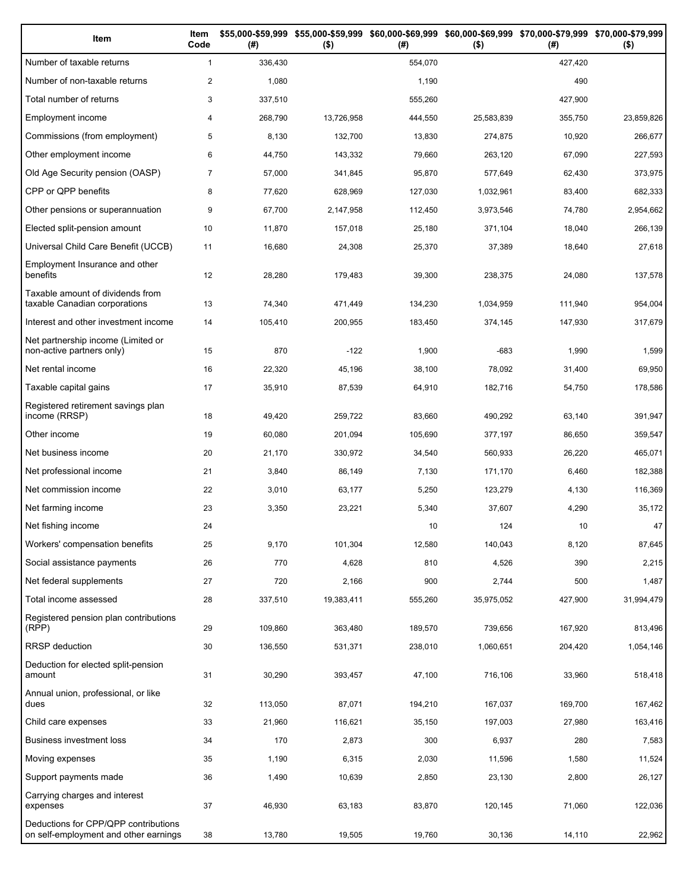| Item | Item Code | $55,000-$59,999 (#) | $55,000-$59,999 ($) | $60,000-$69,999 (#) | $60,000-$69,999 ($) | $70,000-$79,999 (#) | $70,000-$79,999 ($) |
|---|---|---|---|---|---|---|---|
| Number of taxable returns | 1 | 336,430 | | 554,070 | | 427,420 | |
| Number of non-taxable returns | 2 | 1,080 | | 1,190 | | 490 | |
| Total number of returns | 3 | 337,510 | | 555,260 | | 427,900 | |
| Employment income | 4 | 268,790 | 13,726,958 | 444,550 | 25,583,839 | 355,750 | 23,859,826 |
| Commissions (from employment) | 5 | 8,130 | 132,700 | 13,830 | 274,875 | 10,920 | 266,677 |
| Other employment income | 6 | 44,750 | 143,332 | 79,660 | 263,120 | 67,090 | 227,593 |
| Old Age Security pension (OASP) | 7 | 57,000 | 341,845 | 95,870 | 577,649 | 62,430 | 373,975 |
| CPP or QPP benefits | 8 | 77,620 | 628,969 | 127,030 | 1,032,961 | 83,400 | 682,333 |
| Other pensions or superannuation | 9 | 67,700 | 2,147,958 | 112,450 | 3,973,546 | 74,780 | 2,954,662 |
| Elected split-pension amount | 10 | 11,870 | 157,018 | 25,180 | 371,104 | 18,040 | 266,139 |
| Universal Child Care Benefit (UCCB) | 11 | 16,680 | 24,308 | 25,370 | 37,389 | 18,640 | 27,618 |
| Employment Insurance and other benefits | 12 | 28,280 | 179,483 | 39,300 | 238,375 | 24,080 | 137,578 |
| Taxable amount of dividends from taxable Canadian corporations | 13 | 74,340 | 471,449 | 134,230 | 1,034,959 | 111,940 | 954,004 |
| Interest and other investment income | 14 | 105,410 | 200,955 | 183,450 | 374,145 | 147,930 | 317,679 |
| Net partnership income (Limited or non-active partners only) | 15 | 870 | -122 | 1,900 | -683 | 1,990 | 1,599 |
| Net rental income | 16 | 22,320 | 45,196 | 38,100 | 78,092 | 31,400 | 69,950 |
| Taxable capital gains | 17 | 35,910 | 87,539 | 64,910 | 182,716 | 54,750 | 178,586 |
| Registered retirement savings plan income (RRSP) | 18 | 49,420 | 259,722 | 83,660 | 490,292 | 63,140 | 391,947 |
| Other income | 19 | 60,080 | 201,094 | 105,690 | 377,197 | 86,650 | 359,547 |
| Net business income | 20 | 21,170 | 330,972 | 34,540 | 560,933 | 26,220 | 465,071 |
| Net professional income | 21 | 3,840 | 86,149 | 7,130 | 171,170 | 6,460 | 182,388 |
| Net commission income | 22 | 3,010 | 63,177 | 5,250 | 123,279 | 4,130 | 116,369 |
| Net farming income | 23 | 3,350 | 23,221 | 5,340 | 37,607 | 4,290 | 35,172 |
| Net fishing income | 24 | | | 10 | 124 | 10 | 47 |
| Workers' compensation benefits | 25 | 9,170 | 101,304 | 12,580 | 140,043 | 8,120 | 87,645 |
| Social assistance payments | 26 | 770 | 4,628 | 810 | 4,526 | 390 | 2,215 |
| Net federal supplements | 27 | 720 | 2,166 | 900 | 2,744 | 500 | 1,487 |
| Total income assessed | 28 | 337,510 | 19,383,411 | 555,260 | 35,975,052 | 427,900 | 31,994,479 |
| Registered pension plan contributions (RPP) | 29 | 109,860 | 363,480 | 189,570 | 739,656 | 167,920 | 813,496 |
| RRSP deduction | 30 | 136,550 | 531,371 | 238,010 | 1,060,651 | 204,420 | 1,054,146 |
| Deduction for elected split-pension amount | 31 | 30,290 | 393,457 | 47,100 | 716,106 | 33,960 | 518,418 |
| Annual union, professional, or like dues | 32 | 113,050 | 87,071 | 194,210 | 167,037 | 169,700 | 167,462 |
| Child care expenses | 33 | 21,960 | 116,621 | 35,150 | 197,003 | 27,980 | 163,416 |
| Business investment loss | 34 | 170 | 2,873 | 300 | 6,937 | 280 | 7,583 |
| Moving expenses | 35 | 1,190 | 6,315 | 2,030 | 11,596 | 1,580 | 11,524 |
| Support payments made | 36 | 1,490 | 10,639 | 2,850 | 23,130 | 2,800 | 26,127 |
| Carrying charges and interest expenses | 37 | 46,930 | 63,183 | 83,870 | 120,145 | 71,060 | 122,036 |
| Deductions for CPP/QPP contributions on self-employment and other earnings | 38 | 13,780 | 19,505 | 19,760 | 30,136 | 14,110 | 22,962 |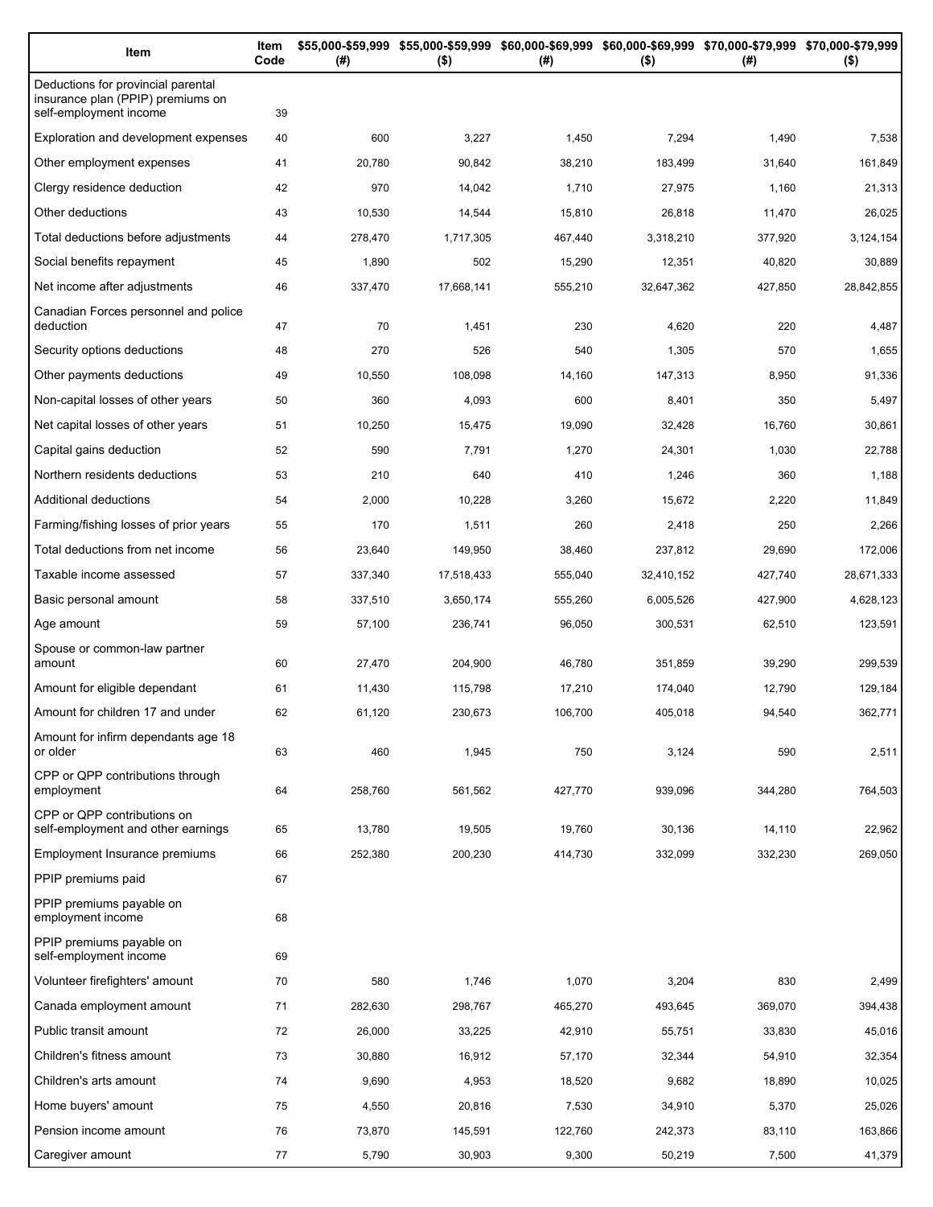| Item | Item Code | $55,000-$59,999 (#) | $55,000-$59,999 ($) | $60,000-$69,999 (#) | $60,000-$69,999 ($) | $70,000-$79,999 (#) | $70,000-$79,999 ($) |
|---|---|---|---|---|---|---|---|
| Deductions for provincial parental insurance plan (PPIP) premiums on self-employment income | 39 | | | | | | |
| Exploration and development expenses | 40 | 600 | 3,227 | 1,450 | 7,294 | 1,490 | 7,538 |
| Other employment expenses | 41 | 20,780 | 90,842 | 38,210 | 183,499 | 31,640 | 161,849 |
| Clergy residence deduction | 42 | 970 | 14,042 | 1,710 | 27,975 | 1,160 | 21,313 |
| Other deductions | 43 | 10,530 | 14,544 | 15,810 | 26,818 | 11,470 | 26,025 |
| Total deductions before adjustments | 44 | 278,470 | 1,717,305 | 467,440 | 3,318,210 | 377,920 | 3,124,154 |
| Social benefits repayment | 45 | 1,890 | 502 | 15,290 | 12,351 | 40,820 | 30,889 |
| Net income after adjustments | 46 | 337,470 | 17,668,141 | 555,210 | 32,647,362 | 427,850 | 28,842,855 |
| Canadian Forces personnel and police deduction | 47 | 70 | 1,451 | 230 | 4,620 | 220 | 4,487 |
| Security options deductions | 48 | 270 | 526 | 540 | 1,305 | 570 | 1,655 |
| Other payments deductions | 49 | 10,550 | 108,098 | 14,160 | 147,313 | 8,950 | 91,336 |
| Non-capital losses of other years | 50 | 360 | 4,093 | 600 | 8,401 | 350 | 5,497 |
| Net capital losses of other years | 51 | 10,250 | 15,475 | 19,090 | 32,428 | 16,760 | 30,861 |
| Capital gains deduction | 52 | 590 | 7,791 | 1,270 | 24,301 | 1,030 | 22,788 |
| Northern residents deductions | 53 | 210 | 640 | 410 | 1,246 | 360 | 1,188 |
| Additional deductions | 54 | 2,000 | 10,228 | 3,260 | 15,672 | 2,220 | 11,849 |
| Farming/fishing losses of prior years | 55 | 170 | 1,511 | 260 | 2,418 | 250 | 2,266 |
| Total deductions from net income | 56 | 23,640 | 149,950 | 38,460 | 237,812 | 29,690 | 172,006 |
| Taxable income assessed | 57 | 337,340 | 17,518,433 | 555,040 | 32,410,152 | 427,740 | 28,671,333 |
| Basic personal amount | 58 | 337,510 | 3,650,174 | 555,260 | 6,005,526 | 427,900 | 4,628,123 |
| Age amount | 59 | 57,100 | 236,741 | 96,050 | 300,531 | 62,510 | 123,591 |
| Spouse or common-law partner amount | 60 | 27,470 | 204,900 | 46,780 | 351,859 | 39,290 | 299,539 |
| Amount for eligible dependant | 61 | 11,430 | 115,798 | 17,210 | 174,040 | 12,790 | 129,184 |
| Amount for children 17 and under | 62 | 61,120 | 230,673 | 106,700 | 405,018 | 94,540 | 362,771 |
| Amount for infirm dependants age 18 or older | 63 | 460 | 1,945 | 750 | 3,124 | 590 | 2,511 |
| CPP or QPP contributions through employment | 64 | 258,760 | 561,562 | 427,770 | 939,096 | 344,280 | 764,503 |
| CPP or QPP contributions on self-employment and other earnings | 65 | 13,780 | 19,505 | 19,760 | 30,136 | 14,110 | 22,962 |
| Employment Insurance premiums | 66 | 252,380 | 200,230 | 414,730 | 332,099 | 332,230 | 269,050 |
| PPIP premiums paid | 67 | | | | | | |
| PPIP premiums payable on employment income | 68 | | | | | | |
| PPIP premiums payable on self-employment income | 69 | | | | | | |
| Volunteer firefighters' amount | 70 | 580 | 1,746 | 1,070 | 3,204 | 830 | 2,499 |
| Canada employment amount | 71 | 282,630 | 298,767 | 465,270 | 493,645 | 369,070 | 394,438 |
| Public transit amount | 72 | 26,000 | 33,225 | 42,910 | 55,751 | 33,830 | 45,016 |
| Children's fitness amount | 73 | 30,880 | 16,912 | 57,170 | 32,344 | 54,910 | 32,354 |
| Children's arts amount | 74 | 9,690 | 4,953 | 18,520 | 9,682 | 18,890 | 10,025 |
| Home buyers' amount | 75 | 4,550 | 20,816 | 7,530 | 34,910 | 5,370 | 25,026 |
| Pension income amount | 76 | 73,870 | 145,591 | 122,760 | 242,373 | 83,110 | 163,866 |
| Caregiver amount | 77 | 5,790 | 30,903 | 9,300 | 50,219 | 7,500 | 41,379 |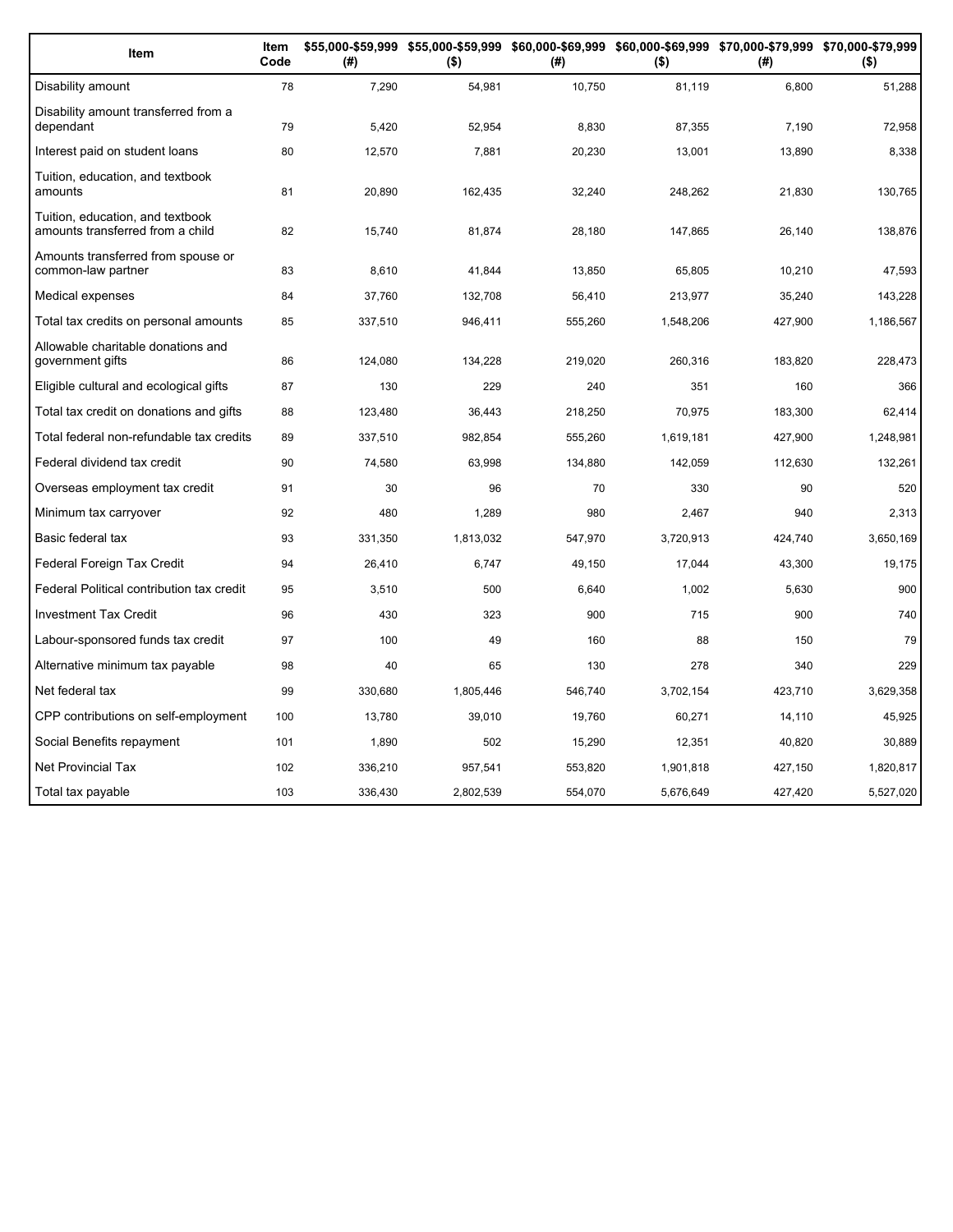| Item | Item Code | $55,000-$59,999 (#) | $55,000-$59,999 ($) | $60,000-$69,999 (#) | $60,000-$69,999 ($) | $70,000-$79,999 (#) | $70,000-$79,999 ($) |
|---|---|---|---|---|---|---|---|
| Disability amount | 78 | 7,290 | 54,981 | 10,750 | 81,119 | 6,800 | 51,288 |
| Disability amount transferred from a dependant | 79 | 5,420 | 52,954 | 8,830 | 87,355 | 7,190 | 72,958 |
| Interest paid on student loans | 80 | 12,570 | 7,881 | 20,230 | 13,001 | 13,890 | 8,338 |
| Tuition, education, and textbook amounts | 81 | 20,890 | 162,435 | 32,240 | 248,262 | 21,830 | 130,765 |
| Tuition, education, and textbook amounts transferred from a child | 82 | 15,740 | 81,874 | 28,180 | 147,865 | 26,140 | 138,876 |
| Amounts transferred from spouse or common-law partner | 83 | 8,610 | 41,844 | 13,850 | 65,805 | 10,210 | 47,593 |
| Medical expenses | 84 | 37,760 | 132,708 | 56,410 | 213,977 | 35,240 | 143,228 |
| Total tax credits on personal amounts | 85 | 337,510 | 946,411 | 555,260 | 1,548,206 | 427,900 | 1,186,567 |
| Allowable charitable donations and government gifts | 86 | 124,080 | 134,228 | 219,020 | 260,316 | 183,820 | 228,473 |
| Eligible cultural and ecological gifts | 87 | 130 | 229 | 240 | 351 | 160 | 366 |
| Total tax credit on donations and gifts | 88 | 123,480 | 36,443 | 218,250 | 70,975 | 183,300 | 62,414 |
| Total federal non-refundable tax credits | 89 | 337,510 | 982,854 | 555,260 | 1,619,181 | 427,900 | 1,248,981 |
| Federal dividend tax credit | 90 | 74,580 | 63,998 | 134,880 | 142,059 | 112,630 | 132,261 |
| Overseas employment tax credit | 91 | 30 | 96 | 70 | 330 | 90 | 520 |
| Minimum tax carryover | 92 | 480 | 1,289 | 980 | 2,467 | 940 | 2,313 |
| Basic federal tax | 93 | 331,350 | 1,813,032 | 547,970 | 3,720,913 | 424,740 | 3,650,169 |
| Federal Foreign Tax Credit | 94 | 26,410 | 6,747 | 49,150 | 17,044 | 43,300 | 19,175 |
| Federal Political contribution tax credit | 95 | 3,510 | 500 | 6,640 | 1,002 | 5,630 | 900 |
| Investment Tax Credit | 96 | 430 | 323 | 900 | 715 | 900 | 740 |
| Labour-sponsored funds tax credit | 97 | 100 | 49 | 160 | 88 | 150 | 79 |
| Alternative minimum tax payable | 98 | 40 | 65 | 130 | 278 | 340 | 229 |
| Net federal tax | 99 | 330,680 | 1,805,446 | 546,740 | 3,702,154 | 423,710 | 3,629,358 |
| CPP contributions on self-employment | 100 | 13,780 | 39,010 | 19,760 | 60,271 | 14,110 | 45,925 |
| Social Benefits repayment | 101 | 1,890 | 502 | 15,290 | 12,351 | 40,820 | 30,889 |
| Net Provincial Tax | 102 | 336,210 | 957,541 | 553,820 | 1,901,818 | 427,150 | 1,820,817 |
| Total tax payable | 103 | 336,430 | 2,802,539 | 554,070 | 5,676,649 | 427,420 | 5,527,020 |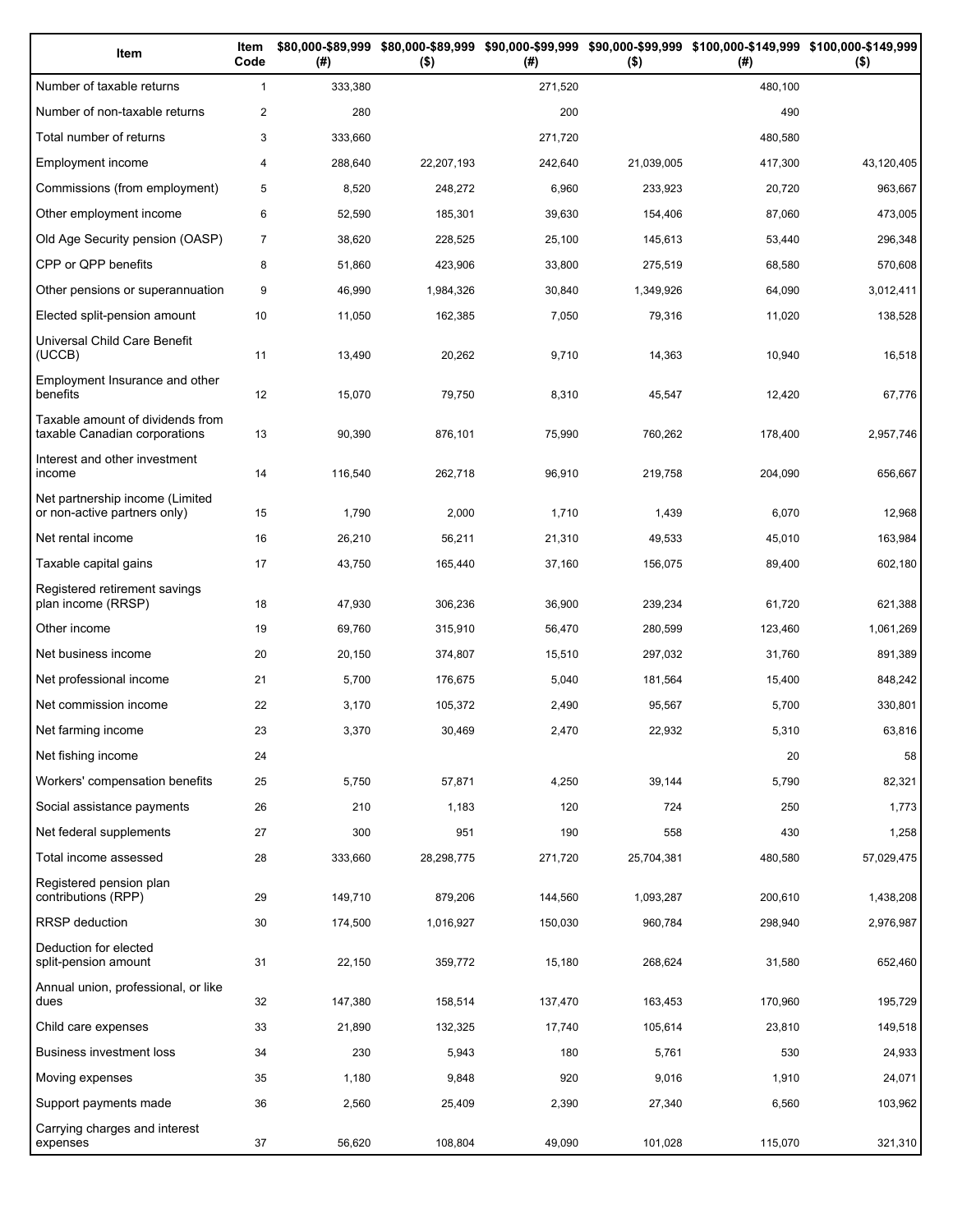| Item | Item Code | $80,000-$89,999 (#) | $80,000-$89,999 ($) | $90,000-$99,999 (#) | $90,000-$99,999 ($) | $100,000-$149,999 (#) | $100,000-$149,999 ($) |
|---|---|---|---|---|---|---|---|
| Number of taxable returns | 1 | 333,380 | | 271,520 | | 480,100 | |
| Number of non-taxable returns | 2 | 280 | | 200 | | 490 | |
| Total number of returns | 3 | 333,660 | | 271,720 | | 480,580 | |
| Employment income | 4 | 288,640 | 22,207,193 | 242,640 | 21,039,005 | 417,300 | 43,120,405 |
| Commissions (from employment) | 5 | 8,520 | 248,272 | 6,960 | 233,923 | 20,720 | 963,667 |
| Other employment income | 6 | 52,590 | 185,301 | 39,630 | 154,406 | 87,060 | 473,005 |
| Old Age Security pension (OASP) | 7 | 38,620 | 228,525 | 25,100 | 145,613 | 53,440 | 296,348 |
| CPP or QPP benefits | 8 | 51,860 | 423,906 | 33,800 | 275,519 | 68,580 | 570,608 |
| Other pensions or superannuation | 9 | 46,990 | 1,984,326 | 30,840 | 1,349,926 | 64,090 | 3,012,411 |
| Elected split-pension amount | 10 | 11,050 | 162,385 | 7,050 | 79,316 | 11,020 | 138,528 |
| Universal Child Care Benefit (UCCB) | 11 | 13,490 | 20,262 | 9,710 | 14,363 | 10,940 | 16,518 |
| Employment Insurance and other benefits | 12 | 15,070 | 79,750 | 8,310 | 45,547 | 12,420 | 67,776 |
| Taxable amount of dividends from taxable Canadian corporations | 13 | 90,390 | 876,101 | 75,990 | 760,262 | 178,400 | 2,957,746 |
| Interest and other investment income | 14 | 116,540 | 262,718 | 96,910 | 219,758 | 204,090 | 656,667 |
| Net partnership income (Limited or non-active partners only) | 15 | 1,790 | 2,000 | 1,710 | 1,439 | 6,070 | 12,968 |
| Net rental income | 16 | 26,210 | 56,211 | 21,310 | 49,533 | 45,010 | 163,984 |
| Taxable capital gains | 17 | 43,750 | 165,440 | 37,160 | 156,075 | 89,400 | 602,180 |
| Registered retirement savings plan income (RRSP) | 18 | 47,930 | 306,236 | 36,900 | 239,234 | 61,720 | 621,388 |
| Other income | 19 | 69,760 | 315,910 | 56,470 | 280,599 | 123,460 | 1,061,269 |
| Net business income | 20 | 20,150 | 374,807 | 15,510 | 297,032 | 31,760 | 891,389 |
| Net professional income | 21 | 5,700 | 176,675 | 5,040 | 181,564 | 15,400 | 848,242 |
| Net commission income | 22 | 3,170 | 105,372 | 2,490 | 95,567 | 5,700 | 330,801 |
| Net farming income | 23 | 3,370 | 30,469 | 2,470 | 22,932 | 5,310 | 63,816 |
| Net fishing income | 24 | | | | | 20 | 58 |
| Workers' compensation benefits | 25 | 5,750 | 57,871 | 4,250 | 39,144 | 5,790 | 82,321 |
| Social assistance payments | 26 | 210 | 1,183 | 120 | 724 | 250 | 1,773 |
| Net federal supplements | 27 | 300 | 951 | 190 | 558 | 430 | 1,258 |
| Total income assessed | 28 | 333,660 | 28,298,775 | 271,720 | 25,704,381 | 480,580 | 57,029,475 |
| Registered pension plan contributions (RPP) | 29 | 149,710 | 879,206 | 144,560 | 1,093,287 | 200,610 | 1,438,208 |
| RRSP deduction | 30 | 174,500 | 1,016,927 | 150,030 | 960,784 | 298,940 | 2,976,987 |
| Deduction for elected split-pension amount | 31 | 22,150 | 359,772 | 15,180 | 268,624 | 31,580 | 652,460 |
| Annual union, professional, or like dues | 32 | 147,380 | 158,514 | 137,470 | 163,453 | 170,960 | 195,729 |
| Child care expenses | 33 | 21,890 | 132,325 | 17,740 | 105,614 | 23,810 | 149,518 |
| Business investment loss | 34 | 230 | 5,943 | 180 | 5,761 | 530 | 24,933 |
| Moving expenses | 35 | 1,180 | 9,848 | 920 | 9,016 | 1,910 | 24,071 |
| Support payments made | 36 | 2,560 | 25,409 | 2,390 | 27,340 | 6,560 | 103,962 |
| Carrying charges and interest expenses | 37 | 56,620 | 108,804 | 49,090 | 101,028 | 115,070 | 321,310 |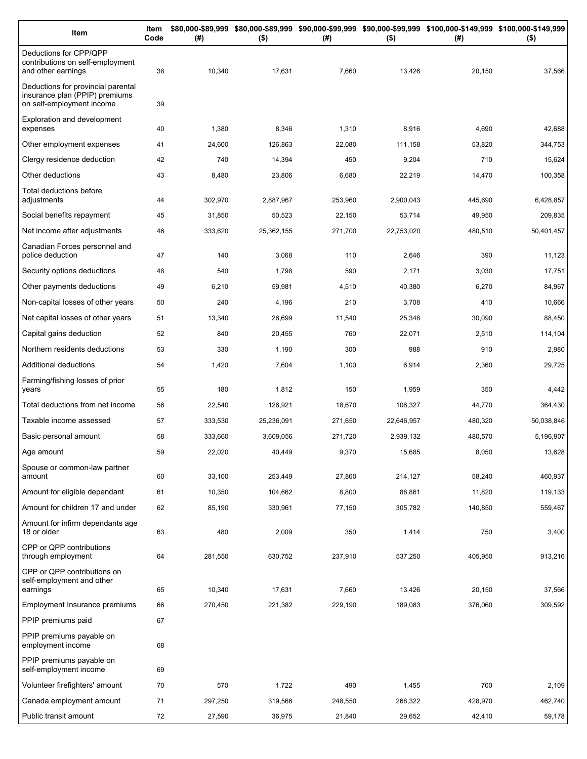| Item | Item Code | $80,000-$89,999 (#) | $80,000-$89,999 ($) | $90,000-$99,999 (#) | $90,000-$99,999 ($) | $100,000-$149,999 (#) | $100,000-$149,999 ($) |
|---|---|---|---|---|---|---|---|
| Deductions for CPP/QPP contributions on self-employment and other earnings | 38 | 10,340 | 17,631 | 7,660 | 13,426 | 20,150 | 37,566 |
| Deductions for provincial parental insurance plan (PPIP) premiums on self-employment income | 39 | | | | | | |
| Exploration and development expenses | 40 | 1,380 | 8,346 | 1,310 | 8,916 | 4,690 | 42,688 |
| Other employment expenses | 41 | 24,600 | 126,863 | 22,080 | 111,158 | 53,820 | 344,753 |
| Clergy residence deduction | 42 | 740 | 14,394 | 450 | 9,204 | 710 | 15,624 |
| Other deductions | 43 | 8,480 | 23,806 | 6,680 | 22,219 | 14,470 | 100,358 |
| Total deductions before adjustments | 44 | 302,970 | 2,887,967 | 253,960 | 2,900,043 | 445,690 | 6,428,857 |
| Social benefits repayment | 45 | 31,850 | 50,523 | 22,150 | 53,714 | 49,950 | 209,835 |
| Net income after adjustments | 46 | 333,620 | 25,362,155 | 271,700 | 22,753,020 | 480,510 | 50,401,457 |
| Canadian Forces personnel and police deduction | 47 | 140 | 3,068 | 110 | 2,646 | 390 | 11,123 |
| Security options deductions | 48 | 540 | 1,798 | 590 | 2,171 | 3,030 | 17,751 |
| Other payments deductions | 49 | 6,210 | 59,981 | 4,510 | 40,380 | 6,270 | 84,967 |
| Non-capital losses of other years | 50 | 240 | 4,196 | 210 | 3,708 | 410 | 10,666 |
| Net capital losses of other years | 51 | 13,340 | 26,699 | 11,540 | 25,348 | 30,090 | 88,450 |
| Capital gains deduction | 52 | 840 | 20,455 | 760 | 22,071 | 2,510 | 114,104 |
| Northern residents deductions | 53 | 330 | 1,190 | 300 | 988 | 910 | 2,980 |
| Additional deductions | 54 | 1,420 | 7,604 | 1,100 | 6,914 | 2,360 | 29,725 |
| Farming/fishing losses of prior years | 55 | 180 | 1,812 | 150 | 1,959 | 350 | 4,442 |
| Total deductions from net income | 56 | 22,540 | 126,921 | 18,670 | 106,327 | 44,770 | 364,430 |
| Taxable income assessed | 57 | 333,530 | 25,236,091 | 271,650 | 22,646,957 | 480,320 | 50,038,846 |
| Basic personal amount | 58 | 333,660 | 3,609,056 | 271,720 | 2,939,132 | 480,570 | 5,196,907 |
| Age amount | 59 | 22,020 | 40,449 | 9,370 | 15,685 | 8,050 | 13,628 |
| Spouse or common-law partner amount | 60 | 33,100 | 253,449 | 27,860 | 214,127 | 58,240 | 460,937 |
| Amount for eligible dependant | 61 | 10,350 | 104,662 | 8,800 | 88,861 | 11,820 | 119,133 |
| Amount for children 17 and under | 62 | 85,190 | 330,961 | 77,150 | 305,782 | 140,850 | 559,467 |
| Amount for infirm dependants age 18 or older | 63 | 480 | 2,009 | 350 | 1,414 | 750 | 3,400 |
| CPP or QPP contributions through employment | 64 | 281,550 | 630,752 | 237,910 | 537,250 | 405,950 | 913,216 |
| CPP or QPP contributions on self-employment and other earnings | 65 | 10,340 | 17,631 | 7,660 | 13,426 | 20,150 | 37,566 |
| Employment Insurance premiums | 66 | 270,450 | 221,382 | 229,190 | 189,083 | 376,060 | 309,592 |
| PPIP premiums paid | 67 | | | | | | |
| PPIP premiums payable on employment income | 68 | | | | | | |
| PPIP premiums payable on self-employment income | 69 | | | | | | |
| Volunteer firefighters' amount | 70 | 570 | 1,722 | 490 | 1,455 | 700 | 2,109 |
| Canada employment amount | 71 | 297,250 | 319,566 | 248,550 | 268,322 | 428,970 | 462,740 |
| Public transit amount | 72 | 27,590 | 36,975 | 21,840 | 29,652 | 42,410 | 59,178 |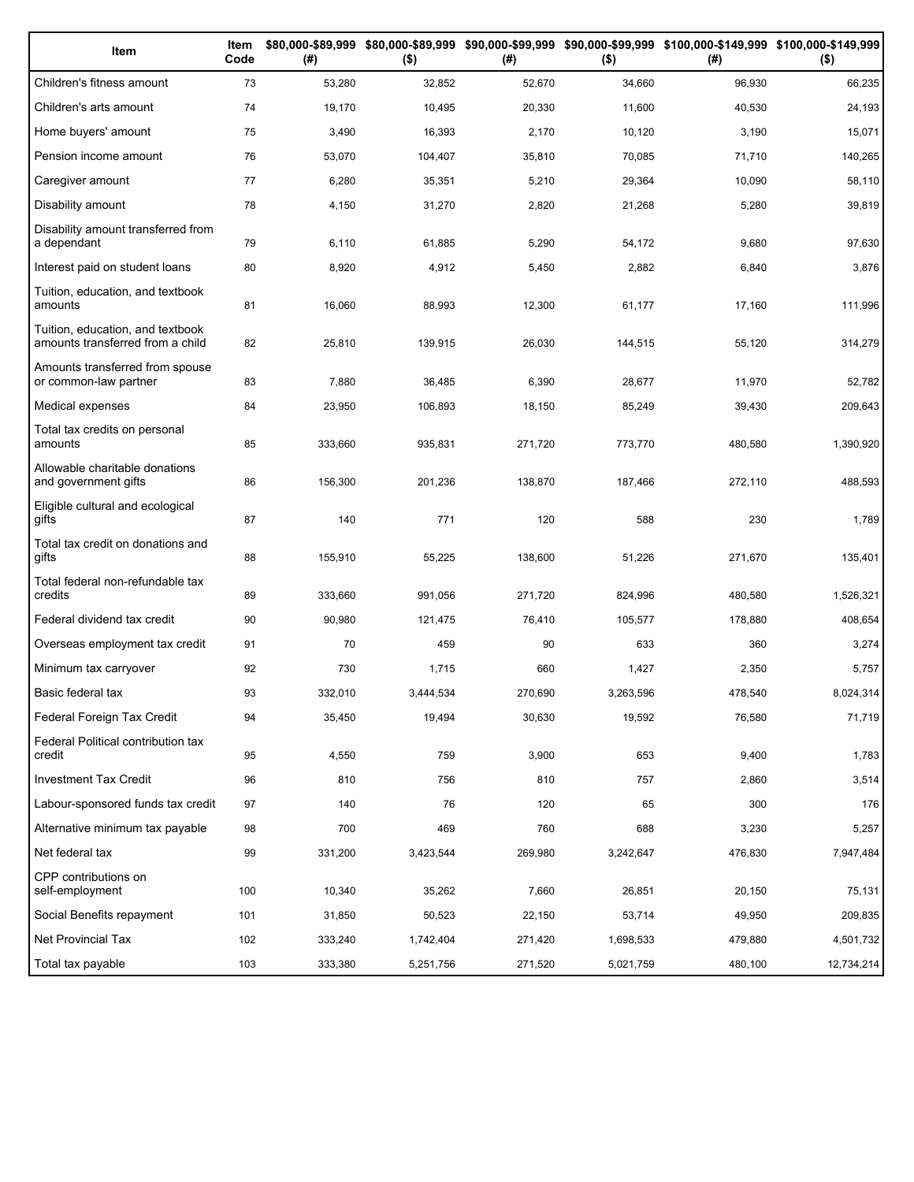| Item | Item Code | $80,000-$89,999 (#) | $80,000-$89,999 ($) | $90,000-$99,999 (#) | $90,000-$99,999 ($) | $100,000-$149,999 (#) | $100,000-$149,999 ($) |
|---|---|---|---|---|---|---|---|
| Children's fitness amount | 73 | 53,280 | 32,852 | 52,670 | 34,660 | 96,930 | 66,235 |
| Children's arts amount | 74 | 19,170 | 10,495 | 20,330 | 11,600 | 40,530 | 24,193 |
| Home buyers' amount | 75 | 3,490 | 16,393 | 2,170 | 10,120 | 3,190 | 15,071 |
| Pension income amount | 76 | 53,070 | 104,407 | 35,810 | 70,085 | 71,710 | 140,265 |
| Caregiver amount | 77 | 6,280 | 35,351 | 5,210 | 29,364 | 10,090 | 58,110 |
| Disability amount | 78 | 4,150 | 31,270 | 2,820 | 21,268 | 5,280 | 39,819 |
| Disability amount transferred from a dependant | 79 | 6,110 | 61,885 | 5,290 | 54,172 | 9,680 | 97,630 |
| Interest paid on student loans | 80 | 8,920 | 4,912 | 5,450 | 2,882 | 6,840 | 3,876 |
| Tuition, education, and textbook amounts | 81 | 16,060 | 88,993 | 12,300 | 61,177 | 17,160 | 111,996 |
| Tuition, education, and textbook amounts transferred from a child | 82 | 25,810 | 139,915 | 26,030 | 144,515 | 55,120 | 314,279 |
| Amounts transferred from spouse or common-law partner | 83 | 7,880 | 36,485 | 6,390 | 28,677 | 11,970 | 52,782 |
| Medical expenses | 84 | 23,950 | 106,893 | 18,150 | 85,249 | 39,430 | 209,643 |
| Total tax credits on personal amounts | 85 | 333,660 | 935,831 | 271,720 | 773,770 | 480,580 | 1,390,920 |
| Allowable charitable donations and government gifts | 86 | 156,300 | 201,236 | 138,870 | 187,466 | 272,110 | 488,593 |
| Eligible cultural and ecological gifts | 87 | 140 | 771 | 120 | 588 | 230 | 1,789 |
| Total tax credit on donations and gifts | 88 | 155,910 | 55,225 | 138,600 | 51,226 | 271,670 | 135,401 |
| Total federal non-refundable tax credits | 89 | 333,660 | 991,056 | 271,720 | 824,996 | 480,580 | 1,526,321 |
| Federal dividend tax credit | 90 | 90,980 | 121,475 | 76,410 | 105,577 | 178,880 | 408,654 |
| Overseas employment tax credit | 91 | 70 | 459 | 90 | 633 | 360 | 3,274 |
| Minimum tax carryover | 92 | 730 | 1,715 | 660 | 1,427 | 2,350 | 5,757 |
| Basic federal tax | 93 | 332,010 | 3,444,534 | 270,690 | 3,263,596 | 478,540 | 8,024,314 |
| Federal Foreign Tax Credit | 94 | 35,450 | 19,494 | 30,630 | 19,592 | 76,580 | 71,719 |
| Federal Political contribution tax credit | 95 | 4,550 | 759 | 3,900 | 653 | 9,400 | 1,783 |
| Investment Tax Credit | 96 | 810 | 756 | 810 | 757 | 2,860 | 3,514 |
| Labour-sponsored funds tax credit | 97 | 140 | 76 | 120 | 65 | 300 | 176 |
| Alternative minimum tax payable | 98 | 700 | 469 | 760 | 688 | 3,230 | 5,257 |
| Net federal tax | 99 | 331,200 | 3,423,544 | 269,980 | 3,242,647 | 476,830 | 7,947,484 |
| CPP contributions on self-employment | 100 | 10,340 | 35,262 | 7,660 | 26,851 | 20,150 | 75,131 |
| Social Benefits repayment | 101 | 31,850 | 50,523 | 22,150 | 53,714 | 49,950 | 209,835 |
| Net Provincial Tax | 102 | 333,240 | 1,742,404 | 271,420 | 1,698,533 | 479,880 | 4,501,732 |
| Total tax payable | 103 | 333,380 | 5,251,756 | 271,520 | 5,021,759 | 480,100 | 12,734,214 |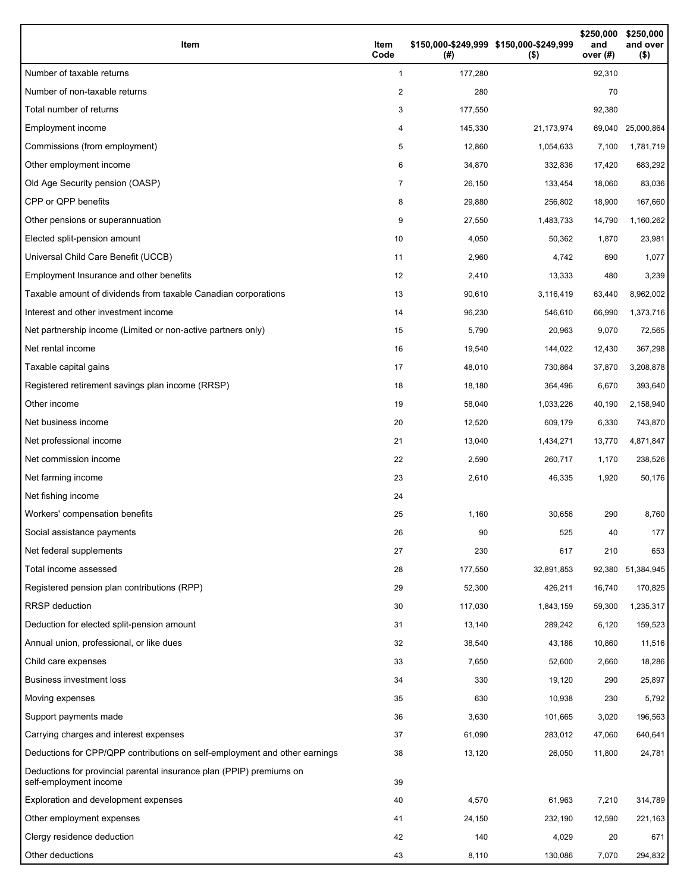| Item | Item Code | $150,000-$249,999 (#) | $150,000-$249,999 ($) | $250,000 and over (#) | $250,000 and over ($) |
| --- | --- | --- | --- | --- | --- |
| Number of taxable returns | 1 | 177,280 | | 92,310 | |
| Number of non-taxable returns | 2 | 280 | | 70 | |
| Total number of returns | 3 | 177,550 | | 92,380 | |
| Employment income | 4 | 145,330 | 21,173,974 | 69,040 | 25,000,864 |
| Commissions (from employment) | 5 | 12,860 | 1,054,633 | 7,100 | 1,781,719 |
| Other employment income | 6 | 34,870 | 332,836 | 17,420 | 683,292 |
| Old Age Security pension (OASP) | 7 | 26,150 | 133,454 | 18,060 | 83,036 |
| CPP or QPP benefits | 8 | 29,880 | 256,802 | 18,900 | 167,660 |
| Other pensions or superannuation | 9 | 27,550 | 1,483,733 | 14,790 | 1,160,262 |
| Elected split-pension amount | 10 | 4,050 | 50,362 | 1,870 | 23,981 |
| Universal Child Care Benefit (UCCB) | 11 | 2,960 | 4,742 | 690 | 1,077 |
| Employment Insurance and other benefits | 12 | 2,410 | 13,333 | 480 | 3,239 |
| Taxable amount of dividends from taxable Canadian corporations | 13 | 90,610 | 3,116,419 | 63,440 | 8,962,002 |
| Interest and other investment income | 14 | 96,230 | 546,610 | 66,990 | 1,373,716 |
| Net partnership income (Limited or non-active partners only) | 15 | 5,790 | 20,963 | 9,070 | 72,565 |
| Net rental income | 16 | 19,540 | 144,022 | 12,430 | 367,298 |
| Taxable capital gains | 17 | 48,010 | 730,864 | 37,870 | 3,208,878 |
| Registered retirement savings plan income (RRSP) | 18 | 18,180 | 364,496 | 6,670 | 393,640 |
| Other income | 19 | 58,040 | 1,033,226 | 40,190 | 2,158,940 |
| Net business income | 20 | 12,520 | 609,179 | 6,330 | 743,870 |
| Net professional income | 21 | 13,040 | 1,434,271 | 13,770 | 4,871,847 |
| Net commission income | 22 | 2,590 | 260,717 | 1,170 | 238,526 |
| Net farming income | 23 | 2,610 | 46,335 | 1,920 | 50,176 |
| Net fishing income | 24 | | | | |
| Workers' compensation benefits | 25 | 1,160 | 30,656 | 290 | 8,760 |
| Social assistance payments | 26 | 90 | 525 | 40 | 177 |
| Net federal supplements | 27 | 230 | 617 | 210 | 653 |
| Total income assessed | 28 | 177,550 | 32,891,853 | 92,380 | 51,384,945 |
| Registered pension plan contributions (RPP) | 29 | 52,300 | 426,211 | 16,740 | 170,825 |
| RRSP deduction | 30 | 117,030 | 1,843,159 | 59,300 | 1,235,317 |
| Deduction for elected split-pension amount | 31 | 13,140 | 289,242 | 6,120 | 159,523 |
| Annual union, professional, or like dues | 32 | 38,540 | 43,186 | 10,860 | 11,516 |
| Child care expenses | 33 | 7,650 | 52,600 | 2,660 | 18,286 |
| Business investment loss | 34 | 330 | 19,120 | 290 | 25,897 |
| Moving expenses | 35 | 630 | 10,938 | 230 | 5,792 |
| Support payments made | 36 | 3,630 | 101,665 | 3,020 | 196,563 |
| Carrying charges and interest expenses | 37 | 61,090 | 283,012 | 47,060 | 640,641 |
| Deductions for CPP/QPP contributions on self-employment and other earnings | 38 | 13,120 | 26,050 | 11,800 | 24,781 |
| Deductions for provincial parental insurance plan (PPIP) premiums on self-employment income | 39 | | | | |
| Exploration and development expenses | 40 | 4,570 | 61,963 | 7,210 | 314,789 |
| Other employment expenses | 41 | 24,150 | 232,190 | 12,590 | 221,163 |
| Clergy residence deduction | 42 | 140 | 4,029 | 20 | 671 |
| Other deductions | 43 | 8,110 | 130,086 | 7,070 | 294,832 |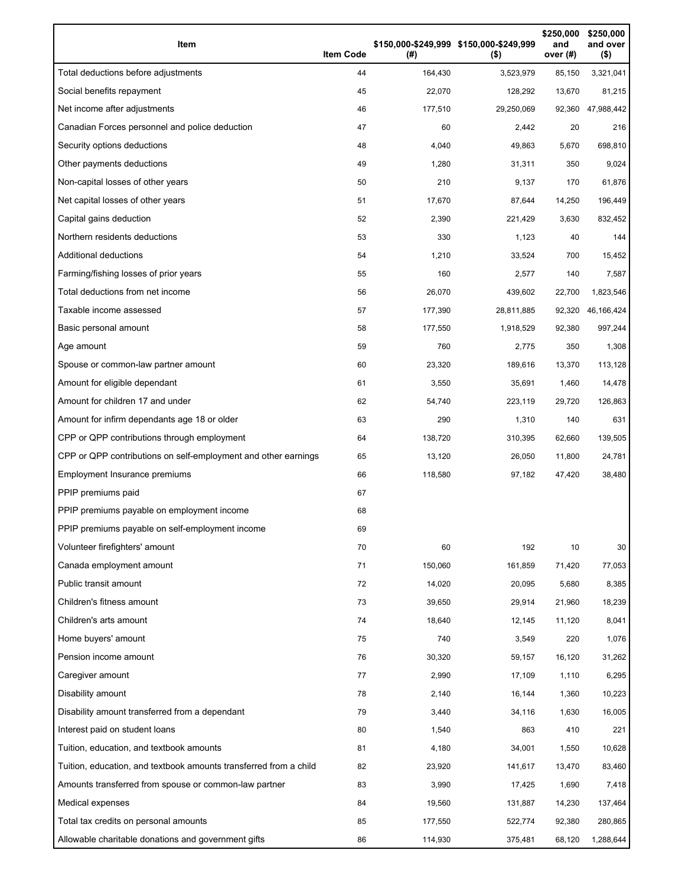| Item | Item Code | $150,000-$249,999 (#) | $150,000-$249,999 ($) | $250,000 and over (#) | $250,000 and over ($) |
|---|---|---|---|---|---|
| Total deductions before adjustments | 44 | 164,430 | 3,523,979 | 85,150 | 3,321,041 |
| Social benefits repayment | 45 | 22,070 | 128,292 | 13,670 | 81,215 |
| Net income after adjustments | 46 | 177,510 | 29,250,069 | 92,360 | 47,988,442 |
| Canadian Forces personnel and police deduction | 47 | 60 | 2,442 | 20 | 216 |
| Security options deductions | 48 | 4,040 | 49,863 | 5,670 | 698,810 |
| Other payments deductions | 49 | 1,280 | 31,311 | 350 | 9,024 |
| Non-capital losses of other years | 50 | 210 | 9,137 | 170 | 61,876 |
| Net capital losses of other years | 51 | 17,670 | 87,644 | 14,250 | 196,449 |
| Capital gains deduction | 52 | 2,390 | 221,429 | 3,630 | 832,452 |
| Northern residents deductions | 53 | 330 | 1,123 | 40 | 144 |
| Additional deductions | 54 | 1,210 | 33,524 | 700 | 15,452 |
| Farming/fishing losses of prior years | 55 | 160 | 2,577 | 140 | 7,587 |
| Total deductions from net income | 56 | 26,070 | 439,602 | 22,700 | 1,823,546 |
| Taxable income assessed | 57 | 177,390 | 28,811,885 | 92,320 | 46,166,424 |
| Basic personal amount | 58 | 177,550 | 1,918,529 | 92,380 | 997,244 |
| Age amount | 59 | 760 | 2,775 | 350 | 1,308 |
| Spouse or common-law partner amount | 60 | 23,320 | 189,616 | 13,370 | 113,128 |
| Amount for eligible dependant | 61 | 3,550 | 35,691 | 1,460 | 14,478 |
| Amount for children 17 and under | 62 | 54,740 | 223,119 | 29,720 | 126,863 |
| Amount for infirm dependants age 18 or older | 63 | 290 | 1,310 | 140 | 631 |
| CPP or QPP contributions through employment | 64 | 138,720 | 310,395 | 62,660 | 139,505 |
| CPP or QPP contributions on self-employment and other earnings | 65 | 13,120 | 26,050 | 11,800 | 24,781 |
| Employment Insurance premiums | 66 | 118,580 | 97,182 | 47,420 | 38,480 |
| PPIP premiums paid | 67 | | | | |
| PPIP premiums payable on employment income | 68 | | | | |
| PPIP premiums payable on self-employment income | 69 | | | | |
| Volunteer firefighters' amount | 70 | 60 | 192 | 10 | 30 |
| Canada employment amount | 71 | 150,060 | 161,859 | 71,420 | 77,053 |
| Public transit amount | 72 | 14,020 | 20,095 | 5,680 | 8,385 |
| Children's fitness amount | 73 | 39,650 | 29,914 | 21,960 | 18,239 |
| Children's arts amount | 74 | 18,640 | 12,145 | 11,120 | 8,041 |
| Home buyers' amount | 75 | 740 | 3,549 | 220 | 1,076 |
| Pension income amount | 76 | 30,320 | 59,157 | 16,120 | 31,262 |
| Caregiver amount | 77 | 2,990 | 17,109 | 1,110 | 6,295 |
| Disability amount | 78 | 2,140 | 16,144 | 1,360 | 10,223 |
| Disability amount transferred from a dependant | 79 | 3,440 | 34,116 | 1,630 | 16,005 |
| Interest paid on student loans | 80 | 1,540 | 863 | 410 | 221 |
| Tuition, education, and textbook amounts | 81 | 4,180 | 34,001 | 1,550 | 10,628 |
| Tuition, education, and textbook amounts transferred from a child | 82 | 23,920 | 141,617 | 13,470 | 83,460 |
| Amounts transferred from spouse or common-law partner | 83 | 3,990 | 17,425 | 1,690 | 7,418 |
| Medical expenses | 84 | 19,560 | 131,887 | 14,230 | 137,464 |
| Total tax credits on personal amounts | 85 | 177,550 | 522,774 | 92,380 | 280,865 |
| Allowable charitable donations and government gifts | 86 | 114,930 | 375,481 | 68,120 | 1,288,644 |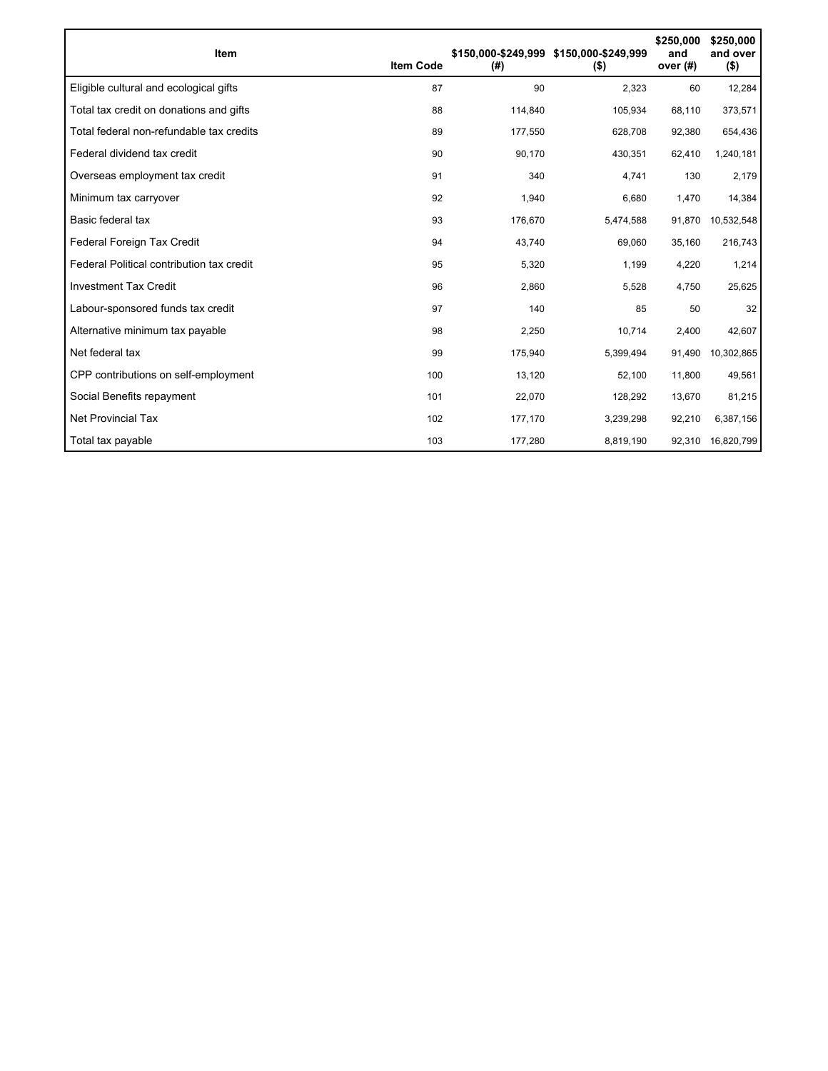| Item | Item Code | $150,000-$249,999 (#) | $150,000-$249,999 ($) | $250,000 and over (#) | $250,000 and over ($) |
|---|---|---|---|---|---|
| Eligible cultural and ecological gifts | 87 | 90 | 2,323 | 60 | 12,284 |
| Total tax credit on donations and gifts | 88 | 114,840 | 105,934 | 68,110 | 373,571 |
| Total federal non-refundable tax credits | 89 | 177,550 | 628,708 | 92,380 | 654,436 |
| Federal dividend tax credit | 90 | 90,170 | 430,351 | 62,410 | 1,240,181 |
| Overseas employment tax credit | 91 | 340 | 4,741 | 130 | 2,179 |
| Minimum tax carryover | 92 | 1,940 | 6,680 | 1,470 | 14,384 |
| Basic federal tax | 93 | 176,670 | 5,474,588 | 91,870 | 10,532,548 |
| Federal Foreign Tax Credit | 94 | 43,740 | 69,060 | 35,160 | 216,743 |
| Federal Political contribution tax credit | 95 | 5,320 | 1,199 | 4,220 | 1,214 |
| Investment Tax Credit | 96 | 2,860 | 5,528 | 4,750 | 25,625 |
| Labour-sponsored funds tax credit | 97 | 140 | 85 | 50 | 32 |
| Alternative minimum tax payable | 98 | 2,250 | 10,714 | 2,400 | 42,607 |
| Net federal tax | 99 | 175,940 | 5,399,494 | 91,490 | 10,302,865 |
| CPP contributions on self-employment | 100 | 13,120 | 52,100 | 11,800 | 49,561 |
| Social Benefits repayment | 101 | 22,070 | 128,292 | 13,670 | 81,215 |
| Net Provincial Tax | 102 | 177,170 | 3,239,298 | 92,210 | 6,387,156 |
| Total tax payable | 103 | 177,280 | 8,819,190 | 92,310 | 16,820,799 |